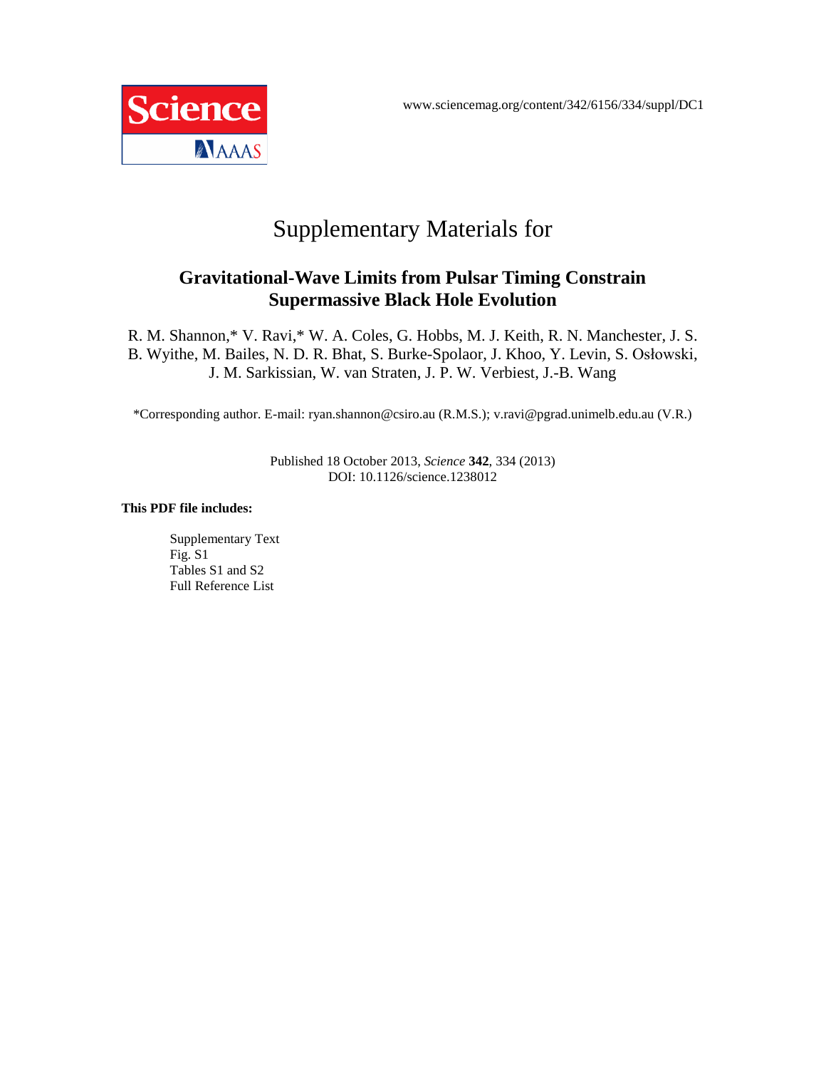www.sciencemag.org/content/342/6156/334/suppl/DC1

# Supplementary Materials for

## Gravitational-Wave Limits from Pulsar Timing Constrain Supermassive Black Hole Evolution

R. M. Shannon,* V. Ravi,* W. A. Coles, G. Hobbs, M. J. Keith, R. N. Manchester, J. S. B. Wyithe, M. Bailes, N. D. R. Bhat, S. Burke-Spolaor, J. Khoo, Y. Levin, S. Osłowski, J. M. Sarkissian, W. van Straten, J. P. W. Verbiest, J.-B. Wang

*Corresponding author. E-mail: ryan.shannon@csiro.au (R.M.S.); v.ravi@pgrad.unimelb.edu.au (V.R.)

Published 18 October 2013, *Science* **342**, 334 (2013)
DOI: 10.1126/science.1238012

**This PDF file includes:**

- Supplementary Text
- Fig. S1
- Tables S1 and S2
- Full Reference List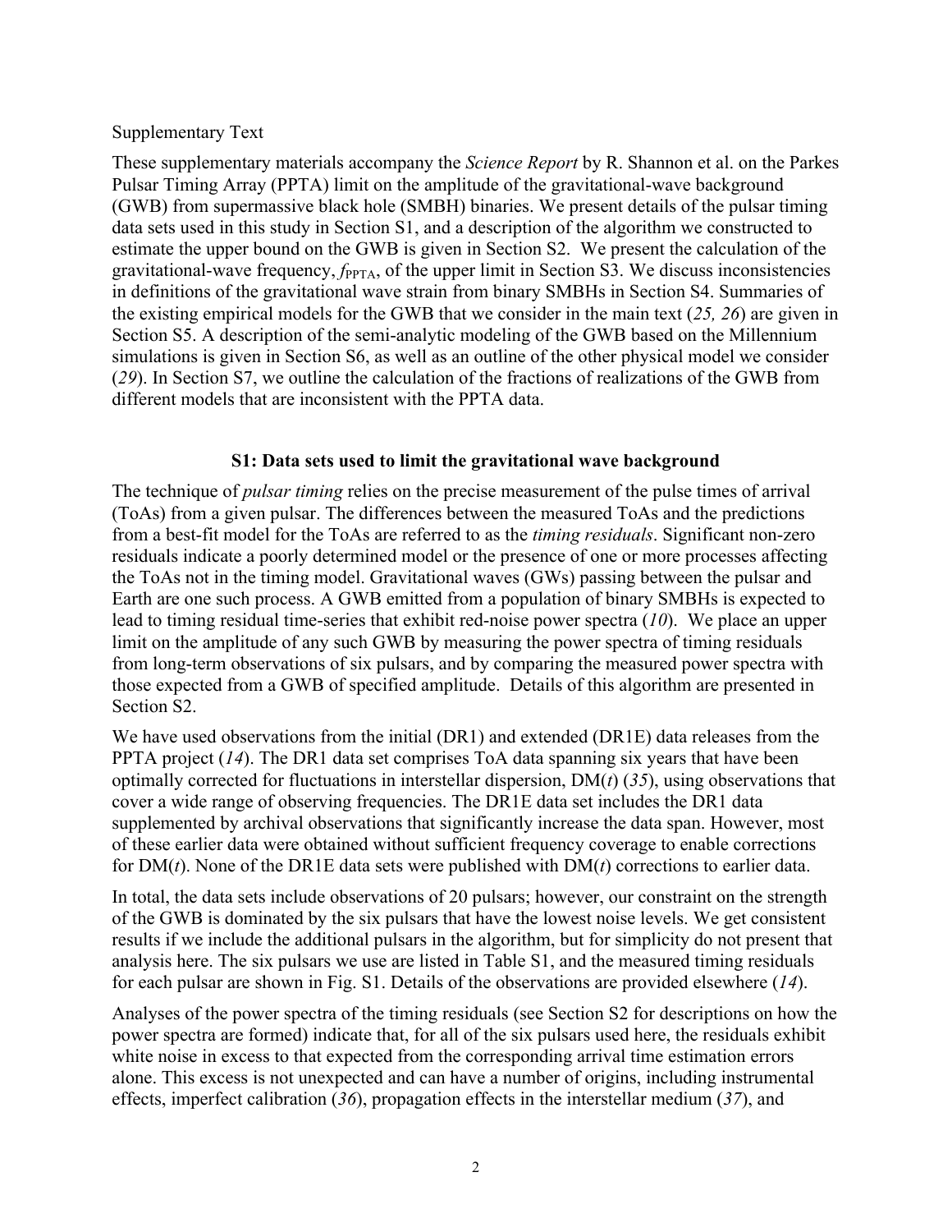Supplementary Text

These supplementary materials accompany the *Science Report* by R. Shannon et al. on the Parkes Pulsar Timing Array (PPTA) limit on the amplitude of the gravitational-wave background (GWB) from supermassive black hole (SMBH) binaries. We present details of the pulsar timing data sets used in this study in Section S1, and a description of the algorithm we constructed to estimate the upper bound on the GWB is given in Section S2. We present the calculation of the gravitational-wave frequency, $f_{\mathrm{PPTA}}$, of the upper limit in Section S3. We discuss inconsistencies in definitions of the gravitational wave strain from binary SMBHs in Section S4. Summaries of the existing empirical models for the GWB that we consider in the main text (*25, 26*) are given in Section S5. A description of the semi-analytic modeling of the GWB based on the Millennium simulations is given in Section S6, as well as an outline of the other physical model we consider (*29*). In Section S7, we outline the calculation of the fractions of realizations of the GWB from different models that are inconsistent with the PPTA data.

## S1: Data sets used to limit the gravitational wave background

The technique of *pulsar timing* relies on the precise measurement of the pulse times of arrival (ToAs) from a given pulsar. The differences between the measured ToAs and the predictions from a best-fit model for the ToAs are referred to as the *timing residuals*. Significant non-zero residuals indicate a poorly determined model or the presence of one or more processes affecting the ToAs not in the timing model. Gravitational waves (GWs) passing between the pulsar and Earth are one such process. A GWB emitted from a population of binary SMBHs is expected to lead to timing residual time-series that exhibit red-noise power spectra (*10*). We place an upper limit on the amplitude of any such GWB by measuring the power spectra of timing residuals from long-term observations of six pulsars, and by comparing the measured power spectra with those expected from a GWB of specified amplitude. Details of this algorithm are presented in Section S2.

We have used observations from the initial (DR1) and extended (DR1E) data releases from the PPTA project (*14*). The DR1 data set comprises ToA data spanning six years that have been optimally corrected for fluctuations in interstellar dispersion, DM(*t*) (*35*), using observations that cover a wide range of observing frequencies. The DR1E data set includes the DR1 data supplemented by archival observations that significantly increase the data span. However, most of these earlier data were obtained without sufficient frequency coverage to enable corrections for DM(*t*). None of the DR1E data sets were published with DM(*t*) corrections to earlier data.

In total, the data sets include observations of 20 pulsars; however, our constraint on the strength of the GWB is dominated by the six pulsars that have the lowest noise levels. We get consistent results if we include the additional pulsars in the algorithm, but for simplicity do not present that analysis here. The six pulsars we use are listed in Table S1, and the measured timing residuals for each pulsar are shown in Fig. S1. Details of the observations are provided elsewhere (*14*).

Analyses of the power spectra of the timing residuals (see Section S2 for descriptions on how the power spectra are formed) indicate that, for all of the six pulsars used here, the residuals exhibit white noise in excess to that expected from the corresponding arrival time estimation errors alone. This excess is not unexpected and can have a number of origins, including instrumental effects, imperfect calibration (*36*), propagation effects in the interstellar medium (*37*), and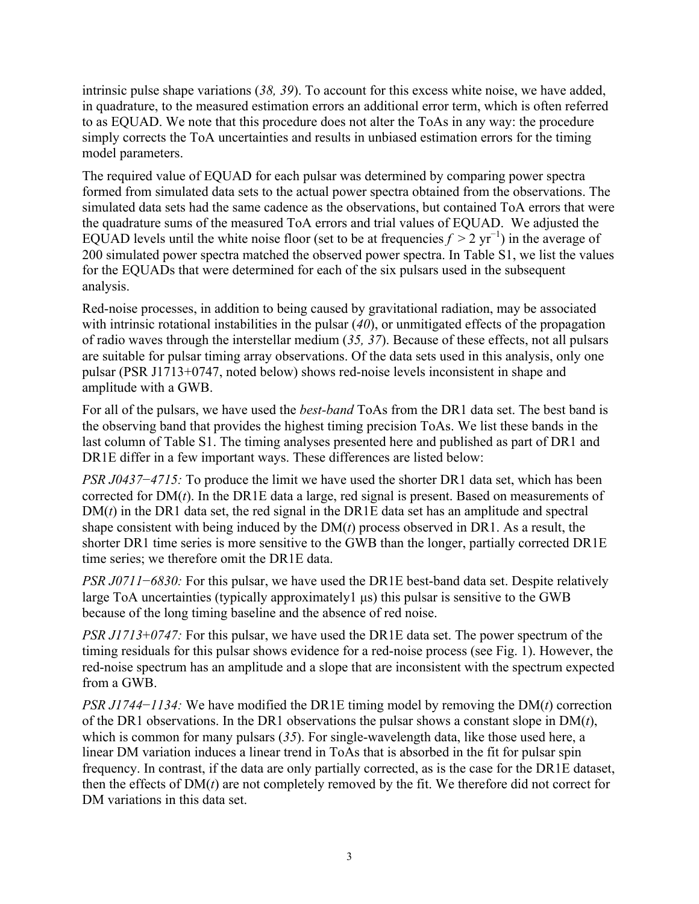intrinsic pulse shape variations (*38, 39*). To account for this excess white noise, we have added, in quadrature, to the measured estimation errors an additional error term, which is often referred to as EQUAD. We note that this procedure does not alter the ToAs in any way: the procedure simply corrects the ToA uncertainties and results in unbiased estimation errors for the timing model parameters.

The required value of EQUAD for each pulsar was determined by comparing power spectra formed from simulated data sets to the actual power spectra obtained from the observations. The simulated data sets had the same cadence as the observations, but contained ToA errors that were the quadrature sums of the measured ToA errors and trial values of EQUAD. We adjusted the EQUAD levels until the white noise floor (set to be at frequencies $f > 2\ \mathrm{yr}^{-1}$) in the average of 200 simulated power spectra matched the observed power spectra. In Table S1, we list the values for the EQUADs that were determined for each of the six pulsars used in the subsequent analysis.

Red-noise processes, in addition to being caused by gravitational radiation, may be associated with intrinsic rotational instabilities in the pulsar (*40*), or unmitigated effects of the propagation of radio waves through the interstellar medium (*35, 37*). Because of these effects, not all pulsars are suitable for pulsar timing array observations. Of the data sets used in this analysis, only one pulsar (PSR J1713+0747, noted below) shows red-noise levels inconsistent in shape and amplitude with a GWB.

For all of the pulsars, we have used the *best-band* ToAs from the DR1 data set. The best band is the observing band that provides the highest timing precision ToAs. We list these bands in the last column of Table S1. The timing analyses presented here and published as part of DR1 and DR1E differ in a few important ways. These differences are listed below:

*PSR J0437−4715:* To produce the limit we have used the shorter DR1 data set, which has been corrected for DM($t$). In the DR1E data a large, red signal is present. Based on measurements of DM($t$) in the DR1 data set, the red signal in the DR1E data set has an amplitude and spectral shape consistent with being induced by the DM($t$) process observed in DR1. As a result, the shorter DR1 time series is more sensitive to the GWB than the longer, partially corrected DR1E time series; we therefore omit the DR1E data.

*PSR J0711−6830:* For this pulsar, we have used the DR1E best-band data set. Despite relatively large ToA uncertainties (typically approximately1 μs) this pulsar is sensitive to the GWB because of the long timing baseline and the absence of red noise.

*PSR J1713+0747:* For this pulsar, we have used the DR1E data set. The power spectrum of the timing residuals for this pulsar shows evidence for a red-noise process (see Fig. 1). However, the red-noise spectrum has an amplitude and a slope that are inconsistent with the spectrum expected from a GWB.

*PSR J1744−1134:* We have modified the DR1E timing model by removing the DM($t$) correction of the DR1 observations. In the DR1 observations the pulsar shows a constant slope in DM($t$), which is common for many pulsars (*35*). For single-wavelength data, like those used here, a linear DM variation induces a linear trend in ToAs that is absorbed in the fit for pulsar spin frequency. In contrast, if the data are only partially corrected, as is the case for the DR1E dataset, then the effects of DM($t$) are not completely removed by the fit. We therefore did not correct for DM variations in this data set.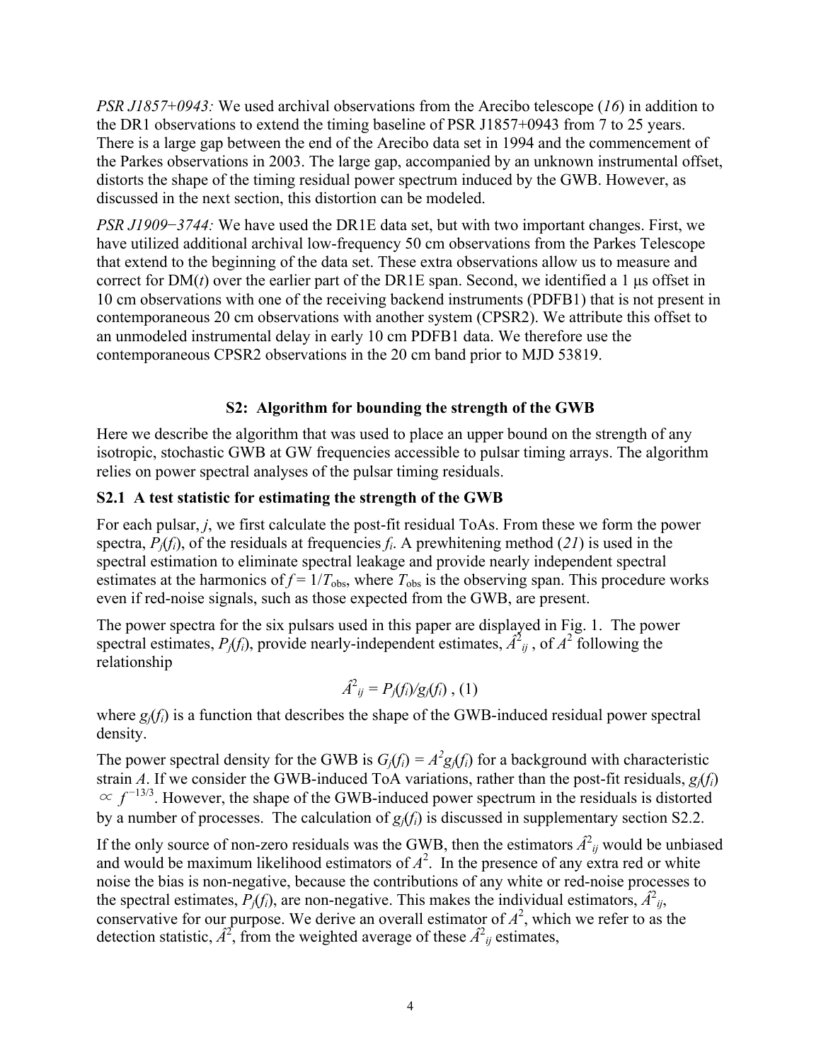*PSR J1857+0943:* We used archival observations from the Arecibo telescope (*16*) in addition to the DR1 observations to extend the timing baseline of PSR J1857+0943 from 7 to 25 years. There is a large gap between the end of the Arecibo data set in 1994 and the commencement of the Parkes observations in 2003. The large gap, accompanied by an unknown instrumental offset, distorts the shape of the timing residual power spectrum induced by the GWB. However, as discussed in the next section, this distortion can be modeled.

*PSR J1909−3744:* We have used the DR1E data set, but with two important changes. First, we have utilized additional archival low-frequency 50 cm observations from the Parkes Telescope that extend to the beginning of the data set. These extra observations allow us to measure and correct for DM($t$) over the earlier part of the DR1E span. Second, we identified a 1 μs offset in 10 cm observations with one of the receiving backend instruments (PDFB1) that is not present in contemporaneous 20 cm observations with another system (CPSR2). We attribute this offset to an unmodeled instrumental delay in early 10 cm PDFB1 data. We therefore use the contemporaneous CPSR2 observations in the 20 cm band prior to MJD 53819.

## S2: Algorithm for bounding the strength of the GWB

Here we describe the algorithm that was used to place an upper bound on the strength of any isotropic, stochastic GWB at GW frequencies accessible to pulsar timing arrays. The algorithm relies on power spectral analyses of the pulsar timing residuals.

### S2.1 A test statistic for estimating the strength of the GWB

For each pulsar, $j$, we first calculate the post-fit residual ToAs. From these we form the power spectra, $P_j(f_i)$, of the residuals at frequencies $f_i$. A prewhitening method (*21*) is used in the spectral estimation to eliminate spectral leakage and provide nearly independent spectral estimates at the harmonics of $f = 1/T_{\rm obs}$, where $T_{\rm obs}$ is the observing span. This procedure works even if red-noise signals, such as those expected from the GWB, are present.

The power spectra for the six pulsars used in this paper are displayed in Fig. 1. The power spectral estimates, $P_j(f_i)$, provide nearly-independent estimates, $\hat{A}^2_{ij}$, of $A^2$ following the relationship

$$\hat{A}^2_{ij} = P_j(f_i)/g_j(f_i)\ , (1)$$

where $g_j(f_i)$ is a function that describes the shape of the GWB-induced residual power spectral density.

The power spectral density for the GWB is $G_j(f_i) = A^2 g_j(f_i)$ for a background with characteristic strain $A$. If we consider the GWB-induced ToA variations, rather than the post-fit residuals, $g_j(f_i) \propto f^{-13/3}$. However, the shape of the GWB-induced power spectrum in the residuals is distorted by a number of processes. The calculation of $g_j(f_i)$ is discussed in supplementary section S2.2.

If the only source of non-zero residuals was the GWB, then the estimators $\hat{A}^2_{ij}$ would be unbiased and would be maximum likelihood estimators of $A^2$. In the presence of any extra red or white noise the bias is non-negative, because the contributions of any white or red-noise processes to the spectral estimates, $P_j(f_i)$, are non-negative. This makes the individual estimators, $\hat{A}^2_{ij}$, conservative for our purpose. We derive an overall estimator of $A^2$, which we refer to as the detection statistic, $\hat{A}^2$, from the weighted average of these $\hat{A}^2_{ij}$ estimates,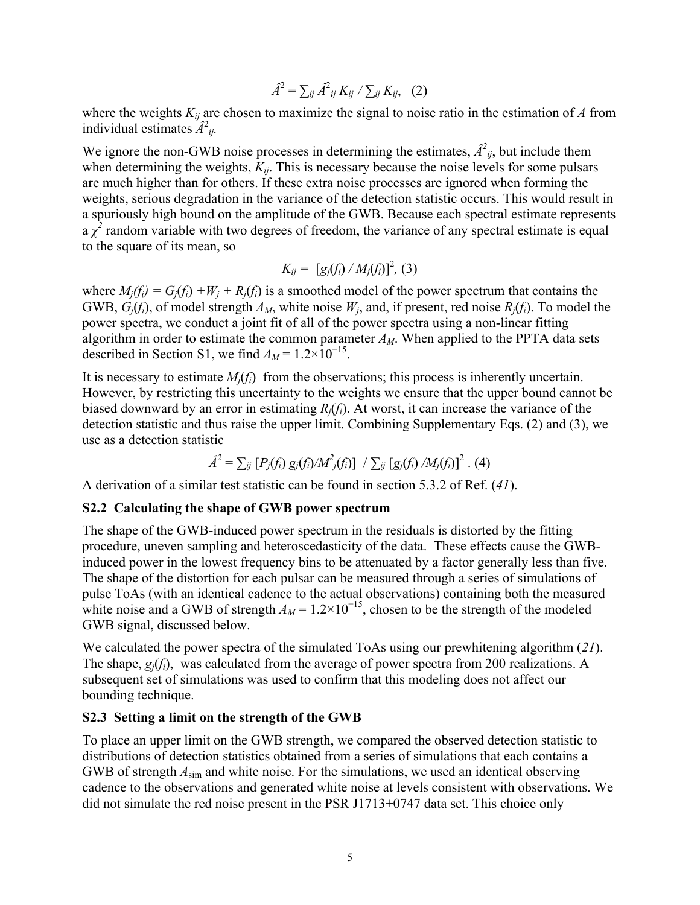$$\hat{A}^2 = \sum_{ij} \hat{A}^2_{ij} K_{ij} / \sum_{ij} K_{ij}, \quad (2)$$

where the weights $K_{ij}$ are chosen to maximize the signal to noise ratio in the estimation of $A$ from individual estimates $\hat{A}^2_{ij}$.

We ignore the non-GWB noise processes in determining the estimates, $\hat{A}^2_{ij}$, but include them when determining the weights, $K_{ij}$. This is necessary because the noise levels for some pulsars are much higher than for others. If these extra noise processes are ignored when forming the weights, serious degradation in the variance of the detection statistic occurs. This would result in a spuriously high bound on the amplitude of the GWB. Because each spectral estimate represents a $\chi^2$ random variable with two degrees of freedom, the variance of any spectral estimate is equal to the square of its mean, so

$$K_{ij} = [g_j(f_i) / M_j(f_i)]^2, \quad (3)$$

where $M_j(f_i) = G_j(f_i) + W_j + R_j(f_i)$ is a smoothed model of the power spectrum that contains the GWB, $G_j(f_i)$, of model strength $A_M$, white noise $W_j$, and, if present, red noise $R_j(f_i)$. To model the power spectra, we conduct a joint fit of all of the power spectra using a non-linear fitting algorithm in order to estimate the common parameter $A_M$. When applied to the PPTA data sets described in Section S1, we find $A_M = 1.2\times10^{-15}$.

It is necessary to estimate $M_j(f_i)$ from the observations; this process is inherently uncertain. However, by restricting this uncertainty to the weights we ensure that the upper bound cannot be biased downward by an error in estimating $R_j(f_i)$. At worst, it can increase the variance of the detection statistic and thus raise the upper limit. Combining Supplementary Eqs. (2) and (3), we use as a detection statistic

$$\hat{A}^2 = \sum_{ij} [P_j(f_i)\, g_j(f_i)/M^2_j(f_i)] \;/ \sum_{ij} [g_j(f_i) / M_j(f_i)]^2 \;. \quad (4)$$

A derivation of a similar test statistic can be found in section 5.3.2 of Ref. (*41*).

### S2.2 Calculating the shape of GWB power spectrum

The shape of the GWB-induced power spectrum in the residuals is distorted by the fitting procedure, uneven sampling and heteroscedasticity of the data. These effects cause the GWB-induced power in the lowest frequency bins to be attenuated by a factor generally less than five. The shape of the distortion for each pulsar can be measured through a series of simulations of pulse ToAs (with an identical cadence to the actual observations) containing both the measured white noise and a GWB of strength $A_M = 1.2\times10^{-15}$, chosen to be the strength of the modeled GWB signal, discussed below.

We calculated the power spectra of the simulated ToAs using our prewhitening algorithm (*21*). The shape, $g_j(f_i)$, was calculated from the average of power spectra from 200 realizations. A subsequent set of simulations was used to confirm that this modeling does not affect our bounding technique.

### S2.3 Setting a limit on the strength of the GWB

To place an upper limit on the GWB strength, we compared the observed detection statistic to distributions of detection statistics obtained from a series of simulations that each contains a GWB of strength $A_{\rm sim}$ and white noise. For the simulations, we used an identical observing cadence to the observations and generated white noise at levels consistent with observations. We did not simulate the red noise present in the PSR J1713+0747 data set. This choice only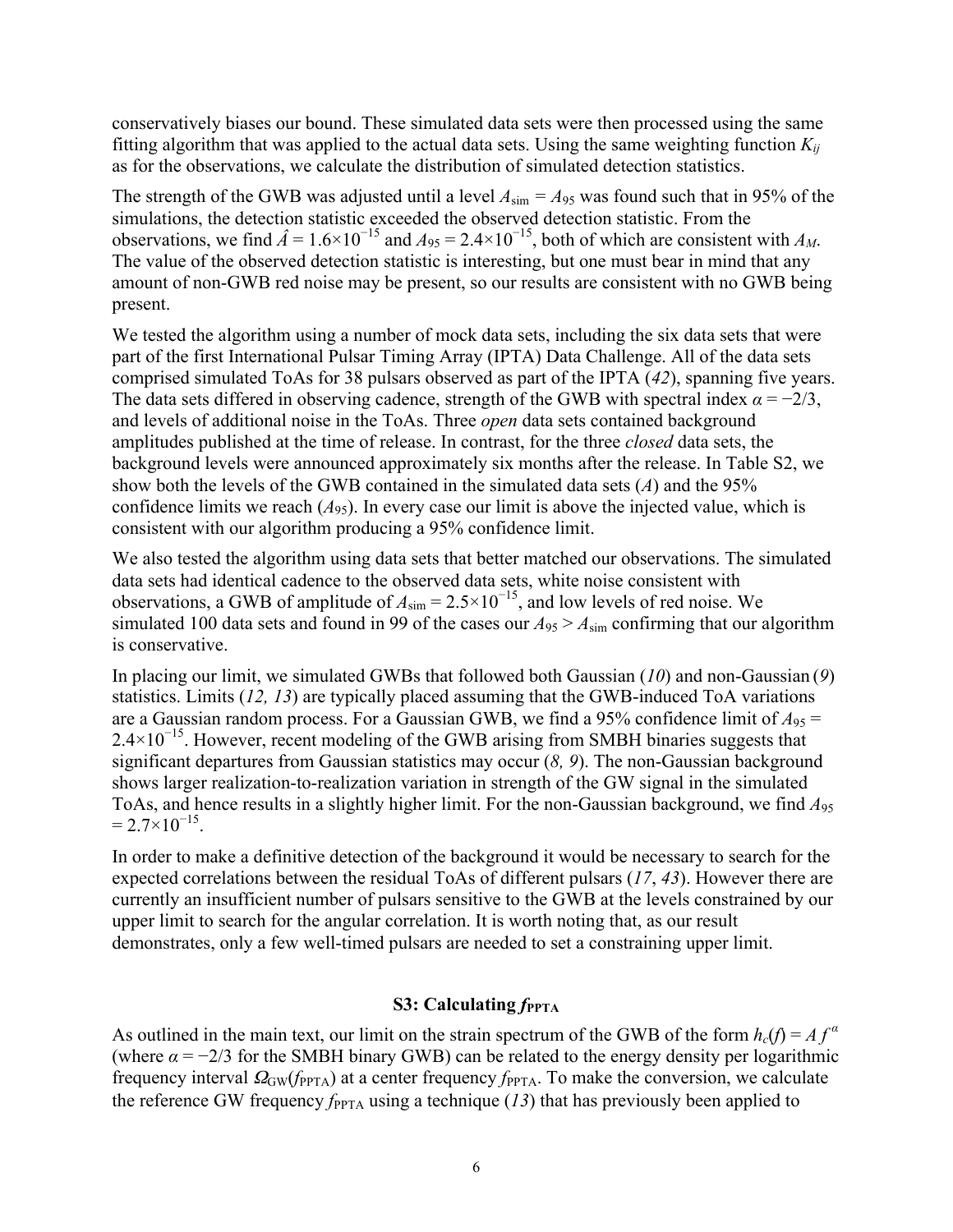conservatively biases our bound. These simulated data sets were then processed using the same fitting algorithm that was applied to the actual data sets. Using the same weighting function $K_{ij}$ as for the observations, we calculate the distribution of simulated detection statistics.

The strength of the GWB was adjusted until a level $A_{\mathrm{sim}} = A_{95}$ was found such that in 95% of the simulations, the detection statistic exceeded the observed detection statistic. From the observations, we find $\hat{A} = 1.6\times10^{-15}$ and $A_{95} = 2.4\times10^{-15}$, both of which are consistent with $A_M$. The value of the observed detection statistic is interesting, but one must bear in mind that any amount of non-GWB red noise may be present, so our results are consistent with no GWB being present.

We tested the algorithm using a number of mock data sets, including the six data sets that were part of the first International Pulsar Timing Array (IPTA) Data Challenge. All of the data sets comprised simulated ToAs for 38 pulsars observed as part of the IPTA (*42*), spanning five years. The data sets differed in observing cadence, strength of the GWB with spectral index $\alpha = -2/3$, and levels of additional noise in the ToAs. Three *open* data sets contained background amplitudes published at the time of release. In contrast, for the three *closed* data sets, the background levels were announced approximately six months after the release. In Table S2, we show both the levels of the GWB contained in the simulated data sets ($A$) and the 95% confidence limits we reach ($A_{95}$). In every case our limit is above the injected value, which is consistent with our algorithm producing a 95% confidence limit.

We also tested the algorithm using data sets that better matched our observations. The simulated data sets had identical cadence to the observed data sets, white noise consistent with observations, a GWB of amplitude of $A_{\mathrm{sim}} = 2.5\times10^{-15}$, and low levels of red noise. We simulated 100 data sets and found in 99 of the cases our $A_{95} > A_{\mathrm{sim}}$ confirming that our algorithm is conservative.

In placing our limit, we simulated GWBs that followed both Gaussian (*10*) and non-Gaussian (*9*) statistics. Limits (*12, 13*) are typically placed assuming that the GWB-induced ToA variations are a Gaussian random process. For a Gaussian GWB, we find a 95% confidence limit of $A_{95} = 2.4\times10^{-15}$. However, recent modeling of the GWB arising from SMBH binaries suggests that significant departures from Gaussian statistics may occur (*8, 9*). The non-Gaussian background shows larger realization-to-realization variation in strength of the GW signal in the simulated ToAs, and hence results in a slightly higher limit. For the non-Gaussian background, we find $A_{95} = 2.7\times10^{-15}$.

In order to make a definitive detection of the background it would be necessary to search for the expected correlations between the residual ToAs of different pulsars (*17*, *43*). However there are currently an insufficient number of pulsars sensitive to the GWB at the levels constrained by our upper limit to search for the angular correlation. It is worth noting that, as our result demonstrates, only a few well-timed pulsars are needed to set a constraining upper limit.

### S3: Calculating $f_{\mathrm{PPTA}}$

As outlined in the main text, our limit on the strain spectrum of the GWB of the form $h_c(f) = A f^{\alpha}$ (where $\alpha = -2/3$ for the SMBH binary GWB) can be related to the energy density per logarithmic frequency interval $\Omega_{\mathrm{GW}}(f_{\mathrm{PPTA}})$ at a center frequency $f_{\mathrm{PPTA}}$. To make the conversion, we calculate the reference GW frequency $f_{\mathrm{PPTA}}$ using a technique (*13*) that has previously been applied to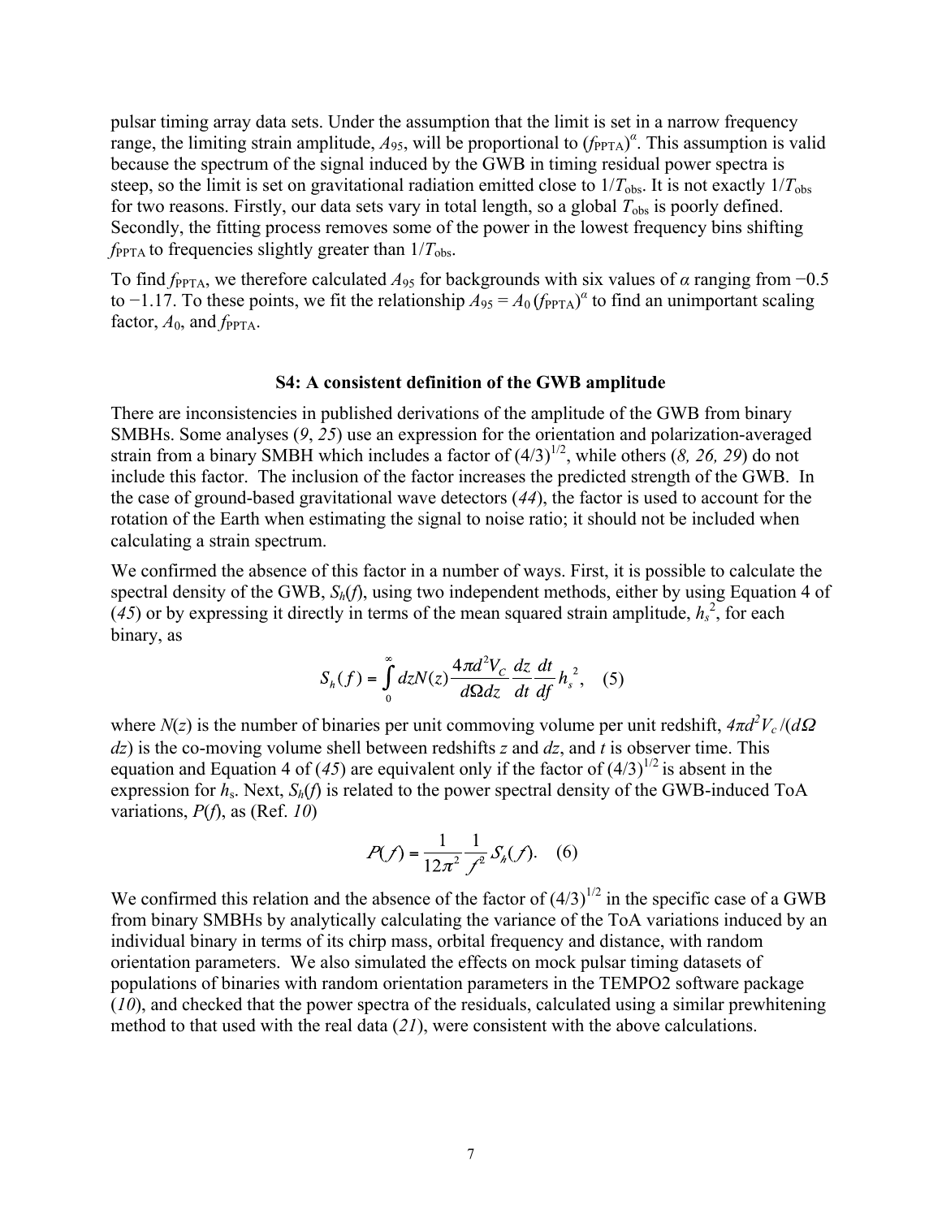pulsar timing array data sets. Under the assumption that the limit is set in a narrow frequency range, the limiting strain amplitude, $A_{95}$, will be proportional to $(f_{\rm PPTA})^{\alpha}$. This assumption is valid because the spectrum of the signal induced by the GWB in timing residual power spectra is steep, so the limit is set on gravitational radiation emitted close to $1/T_{\rm obs}$. It is not exactly $1/T_{\rm obs}$ for two reasons. Firstly, our data sets vary in total length, so a global $T_{\rm obs}$ is poorly defined. Secondly, the fitting process removes some of the power in the lowest frequency bins shifting $f_{\rm PPTA}$ to frequencies slightly greater than $1/T_{\rm obs}$.

To find $f_{\rm PPTA}$, we therefore calculated $A_{95}$ for backgrounds with six values of $\alpha$ ranging from −0.5 to −1.17. To these points, we fit the relationship $A_{95} = A_0\,(f_{\rm PPTA})^{\alpha}$ to find an unimportant scaling factor, $A_0$, and $f_{\rm PPTA}$.

### S4: A consistent definition of the GWB amplitude

There are inconsistencies in published derivations of the amplitude of the GWB from binary SMBHs. Some analyses (*9*, *25*) use an expression for the orientation and polarization-averaged strain from a binary SMBH which includes a factor of $(4/3)^{1/2}$, while others (*8, 26, 29*) do not include this factor. The inclusion of the factor increases the predicted strength of the GWB. In the case of ground-based gravitational wave detectors (*44*), the factor is used to account for the rotation of the Earth when estimating the signal to noise ratio; it should not be included when calculating a strain spectrum.

We confirmed the absence of this factor in a number of ways. First, it is possible to calculate the spectral density of the GWB, $S_h(f)$, using two independent methods, either by using Equation 4 of (*45*) or by expressing it directly in terms of the mean squared strain amplitude, $h_s^2$, for each binary, as

$$S_h(f) = \int_0^{\infty} dz N(z) \frac{4\pi d^2 V_C}{d\Omega dz} \frac{dz}{dt} \frac{dt}{df} h_s^{\,2}, \quad (5)$$

where $N(z)$ is the number of binaries per unit commoving volume per unit redshift, $4\pi d^2 V_c/(d\Omega\, dz)$ is the co-moving volume shell between redshifts $z$ and $dz$, and $t$ is observer time. This equation and Equation 4 of (*45*) are equivalent only if the factor of $(4/3)^{1/2}$ is absent in the expression for $h_s$. Next, $S_h(f)$ is related to the power spectral density of the GWB-induced ToA variations, $P(f)$, as (Ref. *10*)

$$P(f) = \frac{1}{12\pi^2} \frac{1}{f^2} S_h(f). \quad (6)$$

We confirmed this relation and the absence of the factor of $(4/3)^{1/2}$ in the specific case of a GWB from binary SMBHs by analytically calculating the variance of the ToA variations induced by an individual binary in terms of its chirp mass, orbital frequency and distance, with random orientation parameters. We also simulated the effects on mock pulsar timing datasets of populations of binaries with random orientation parameters in the TEMPO2 software package (*10*), and checked that the power spectra of the residuals, calculated using a similar prewhitening method to that used with the real data (*21*), were consistent with the above calculations.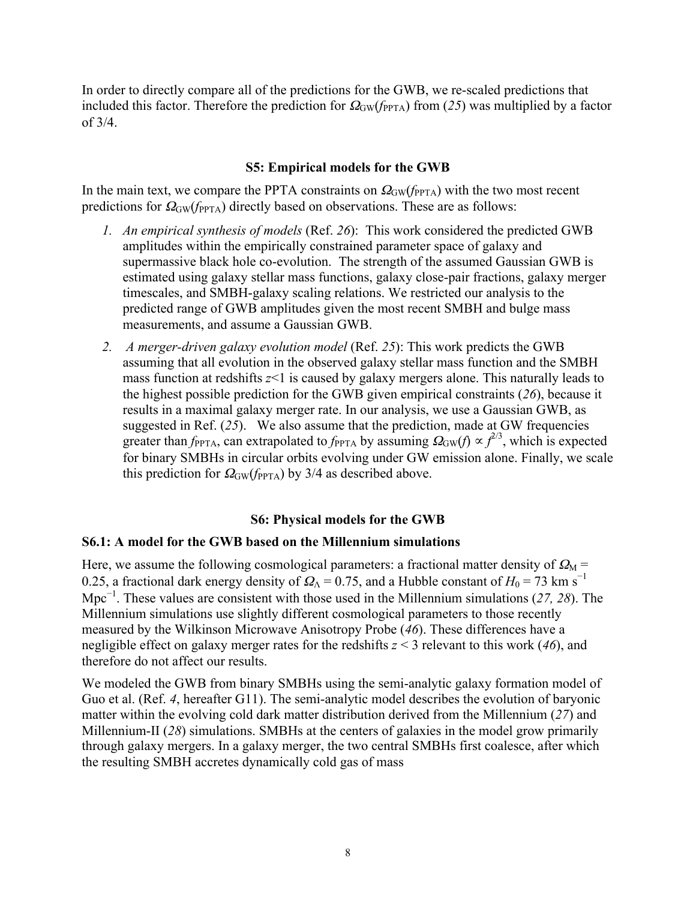In order to directly compare all of the predictions for the GWB, we re-scaled predictions that included this factor. Therefore the prediction for $\Omega_{\mathrm{GW}}(f_{\mathrm{PPTA}})$ from (*25*) was multiplied by a factor of 3/4.

## S5: Empirical models for the GWB

In the main text, we compare the PPTA constraints on $\Omega_{\mathrm{GW}}(f_{\mathrm{PPTA}})$ with the two most recent predictions for $\Omega_{\mathrm{GW}}(f_{\mathrm{PPTA}})$ directly based on observations. These are as follows:

1. *An empirical synthesis of models* (Ref. *26*): This work considered the predicted GWB amplitudes within the empirically constrained parameter space of galaxy and supermassive black hole co-evolution. The strength of the assumed Gaussian GWB is estimated using galaxy stellar mass functions, galaxy close-pair fractions, galaxy merger timescales, and SMBH-galaxy scaling relations. We restricted our analysis to the predicted range of GWB amplitudes given the most recent SMBH and bulge mass measurements, and assume a Gaussian GWB.
2. *A merger-driven galaxy evolution model* (Ref. *25*): This work predicts the GWB assuming that all evolution in the observed galaxy stellar mass function and the SMBH mass function at redshifts $z<1$ is caused by galaxy mergers alone. This naturally leads to the highest possible prediction for the GWB given empirical constraints (*26*), because it results in a maximal galaxy merger rate. In our analysis, we use a Gaussian GWB, as suggested in Ref. (*25*). We also assume that the prediction, made at GW frequencies greater than $f_{\mathrm{PPTA}}$, can extrapolated to $f_{\mathrm{PPTA}}$ by assuming $\Omega_{\mathrm{GW}}(f) \propto f^{2/3}$, which is expected for binary SMBHs in circular orbits evolving under GW emission alone. Finally, we scale this prediction for $\Omega_{\mathrm{GW}}(f_{\mathrm{PPTA}})$ by 3/4 as described above.

## S6: Physical models for the GWB

### S6.1: A model for the GWB based on the Millennium simulations

Here, we assume the following cosmological parameters: a fractional matter density of $\Omega_{\mathrm{M}} = 0.25$, a fractional dark energy density of $\Omega_{\Lambda} = 0.75$, and a Hubble constant of $H_0 = 73$ km s$^{-1}$ Mpc$^{-1}$. These values are consistent with those used in the Millennium simulations (*27, 28*). The Millennium simulations use slightly different cosmological parameters to those recently measured by the Wilkinson Microwave Anisotropy Probe (*46*). These differences have a negligible effect on galaxy merger rates for the redshifts $z < 3$ relevant to this work (*46*), and therefore do not affect our results.

We modeled the GWB from binary SMBHs using the semi-analytic galaxy formation model of Guo et al. (Ref. *4*, hereafter G11). The semi-analytic model describes the evolution of baryonic matter within the evolving cold dark matter distribution derived from the Millennium (*27*) and Millennium-II (*28*) simulations. SMBHs at the centers of galaxies in the model grow primarily through galaxy mergers. In a galaxy merger, the two central SMBHs first coalesce, after which the resulting SMBH accretes dynamically cold gas of mass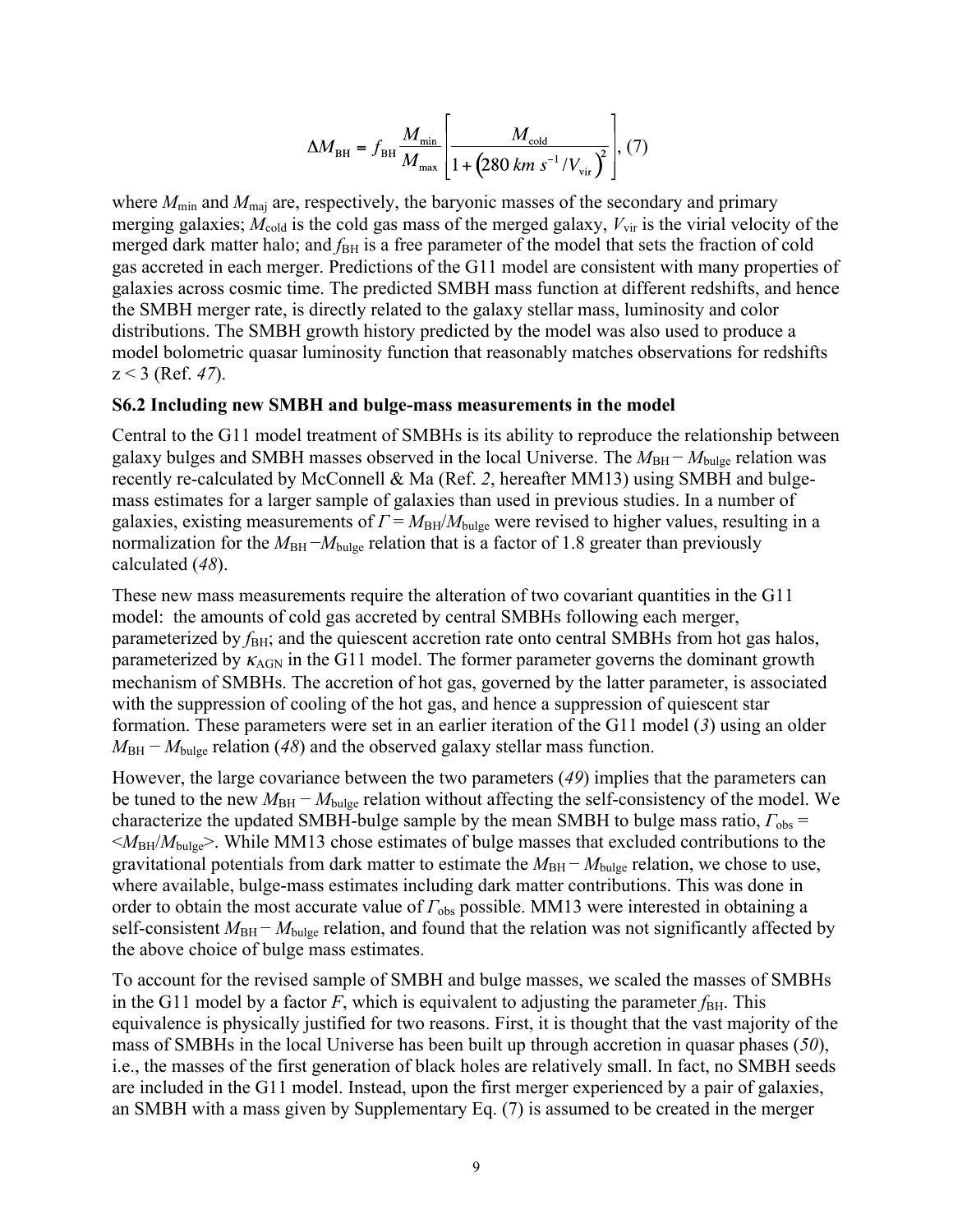$$\Delta M_{\mathrm{BH}} = f_{\mathrm{BH}} \frac{M_{\min}}{M_{\max}} \left[ \frac{M_{\mathrm{cold}}}{1 + \left(280\ km\ s^{-1} / V_{\mathrm{vir}}\right)^2} \right], (7)$$

where $M_{\min}$ and $M_{\mathrm{maj}}$ are, respectively, the baryonic masses of the secondary and primary merging galaxies; $M_{\mathrm{cold}}$ is the cold gas mass of the merged galaxy, $V_{\mathrm{vir}}$ is the virial velocity of the merged dark matter halo; and $f_{\mathrm{BH}}$ is a free parameter of the model that sets the fraction of cold gas accreted in each merger. Predictions of the G11 model are consistent with many properties of galaxies across cosmic time. The predicted SMBH mass function at different redshifts, and hence the SMBH merger rate, is directly related to the galaxy stellar mass, luminosity and color distributions. The SMBH growth history predicted by the model was also used to produce a model bolometric quasar luminosity function that reasonably matches observations for redshifts $z < 3$ (Ref. *47*).

### S6.2 Including new SMBH and bulge-mass measurements in the model

Central to the G11 model treatment of SMBHs is its ability to reproduce the relationship between galaxy bulges and SMBH masses observed in the local Universe. The $M_{\mathrm{BH}} - M_{\mathrm{bulge}}$ relation was recently re-calculated by McConnell & Ma (Ref. *2*, hereafter MM13) using SMBH and bulge-mass estimates for a larger sample of galaxies than used in previous studies. In a number of galaxies, existing measurements of $\Gamma = M_{\mathrm{BH}}/M_{\mathrm{bulge}}$ were revised to higher values, resulting in a normalization for the $M_{\mathrm{BH}} - M_{\mathrm{bulge}}$ relation that is a factor of 1.8 greater than previously calculated (*48*).

These new mass measurements require the alteration of two covariant quantities in the G11 model: the amounts of cold gas accreted by central SMBHs following each merger, parameterized by $f_{\mathrm{BH}}$; and the quiescent accretion rate onto central SMBHs from hot gas halos, parameterized by $\kappa_{\mathrm{AGN}}$ in the G11 model. The former parameter governs the dominant growth mechanism of SMBHs. The accretion of hot gas, governed by the latter parameter, is associated with the suppression of cooling of the hot gas, and hence a suppression of quiescent star formation. These parameters were set in an earlier iteration of the G11 model (*3*) using an older $M_{\mathrm{BH}} - M_{\mathrm{bulge}}$ relation (*48*) and the observed galaxy stellar mass function.

However, the large covariance between the two parameters (*49*) implies that the parameters can be tuned to the new $M_{\mathrm{BH}} - M_{\mathrm{bulge}}$ relation without affecting the self-consistency of the model. We characterize the updated SMBH-bulge sample by the mean SMBH to bulge mass ratio, $\Gamma_{\mathrm{obs}} = \langle M_{\mathrm{BH}}/M_{\mathrm{bulge}} \rangle$. While MM13 chose estimates of bulge masses that excluded contributions to the gravitational potentials from dark matter to estimate the $M_{\mathrm{BH}} - M_{\mathrm{bulge}}$ relation, we chose to use, where available, bulge-mass estimates including dark matter contributions. This was done in order to obtain the most accurate value of $\Gamma_{\mathrm{obs}}$ possible. MM13 were interested in obtaining a self-consistent $M_{\mathrm{BH}} - M_{\mathrm{bulge}}$ relation, and found that the relation was not significantly affected by the above choice of bulge mass estimates.

To account for the revised sample of SMBH and bulge masses, we scaled the masses of SMBHs in the G11 model by a factor $F$, which is equivalent to adjusting the parameter $f_{\mathrm{BH}}$. This equivalence is physically justified for two reasons. First, it is thought that the vast majority of the mass of SMBHs in the local Universe has been built up through accretion in quasar phases (*50*), i.e., the masses of the first generation of black holes are relatively small. In fact, no SMBH seeds are included in the G11 model. Instead, upon the first merger experienced by a pair of galaxies, an SMBH with a mass given by Supplementary Eq. (7) is assumed to be created in the merger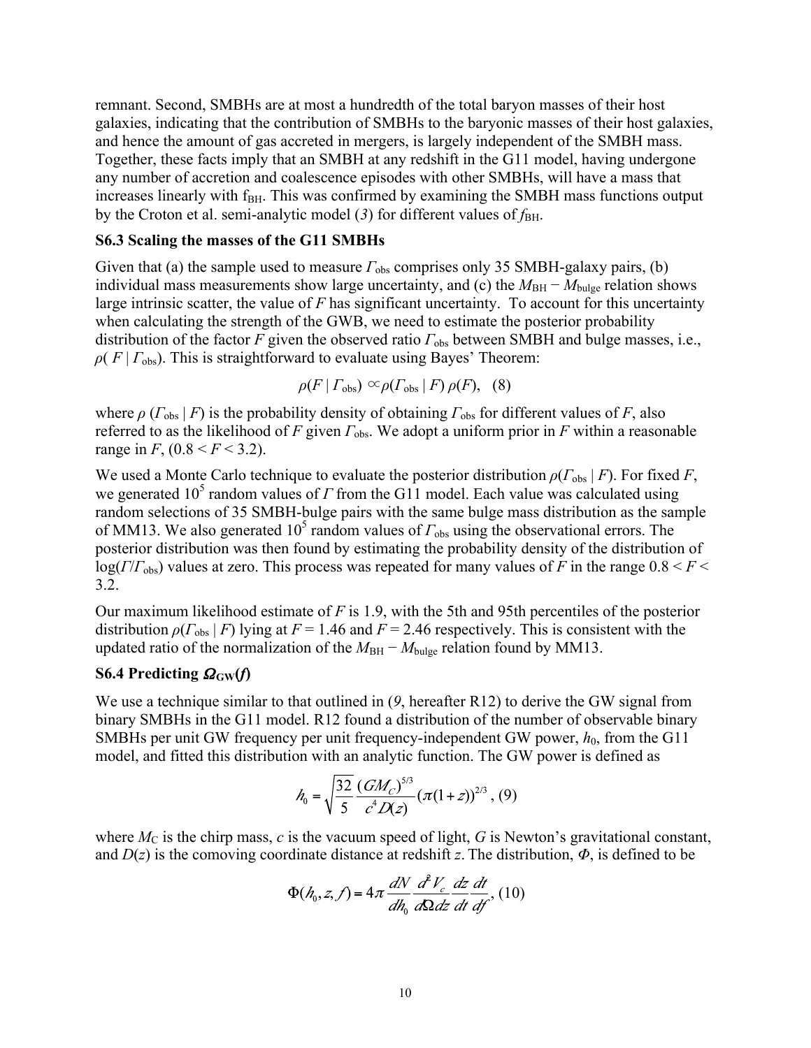remnant. Second, SMBHs are at most a hundredth of the total baryon masses of their host galaxies, indicating that the contribution of SMBHs to the baryonic masses of their host galaxies, and hence the amount of gas accreted in mergers, is largely independent of the SMBH mass. Together, these facts imply that an SMBH at any redshift in the G11 model, having undergone any number of accretion and coalescence episodes with other SMBHs, will have a mass that increases linearly with $f_{BH}$. This was confirmed by examining the SMBH mass functions output by the Croton et al. semi-analytic model (*3*) for different values of $f_{BH}$.

### S6.3 Scaling the masses of the G11 SMBHs

Given that (a) the sample used to measure $\Gamma_{obs}$ comprises only 35 SMBH-galaxy pairs, (b) individual mass measurements show large uncertainty, and (c) the $M_{BH} - M_{bulge}$ relation shows large intrinsic scatter, the value of $F$ has significant uncertainty. To account for this uncertainty when calculating the strength of the GWB, we need to estimate the posterior probability distribution of the factor $F$ given the observed ratio $\Gamma_{obs}$ between SMBH and bulge masses, i.e., $\rho(F \mid \Gamma_{obs})$. This is straightforward to evaluate using Bayes' Theorem:

$$\rho(F \mid \Gamma_{obs}) \propto \rho(\Gamma_{obs} \mid F)\, \rho(F), \quad (8)$$

where $\rho(\Gamma_{obs} \mid F)$ is the probability density of obtaining $\Gamma_{obs}$ for different values of $F$, also referred to as the likelihood of $F$ given $\Gamma_{obs}$. We adopt a uniform prior in $F$ within a reasonable range in $F$, $(0.8 < F < 3.2)$.

We used a Monte Carlo technique to evaluate the posterior distribution $\rho(\Gamma_{obs} \mid F)$. For fixed $F$, we generated $10^5$ random values of $\Gamma$ from the G11 model. Each value was calculated using random selections of 35 SMBH-bulge pairs with the same bulge mass distribution as the sample of MM13. We also generated $10^5$ random values of $\Gamma_{obs}$ using the observational errors. The posterior distribution was then found by estimating the probability density of the distribution of $\log(\Gamma/\Gamma_{obs})$ values at zero. This process was repeated for many values of $F$ in the range $0.8 < F < 3.2$.

Our maximum likelihood estimate of $F$ is 1.9, with the 5th and 95th percentiles of the posterior distribution $\rho(\Gamma_{obs} \mid F)$ lying at $F = 1.46$ and $F = 2.46$ respectively. This is consistent with the updated ratio of the normalization of the $M_{BH} - M_{bulge}$ relation found by MM13.

### S6.4 Predicting $\Omega_{GW}(f)$

We use a technique similar to that outlined in (*9*, hereafter R12) to derive the GW signal from binary SMBHs in the G11 model. R12 found a distribution of the number of observable binary SMBHs per unit GW frequency per unit frequency-independent GW power, $h_0$, from the G11 model, and fitted this distribution with an analytic function. The GW power is defined as

$$h_0 = \sqrt{\frac{32}{5}}\frac{(GM_C)^{5/3}}{c^4 D(z)}(\pi(1+z))^{2/3}, \quad (9)$$

where $M_C$ is the chirp mass, $c$ is the vacuum speed of light, $G$ is Newton's gravitational constant, and $D(z)$ is the comoving coordinate distance at redshift $z$. The distribution, $\Phi$, is defined to be

$$\Phi(h_0, z, f) = 4\pi \frac{dN}{dh_0}\frac{d^2V_c}{d\Omega dz}\frac{dz}{dt}\frac{dt}{df}, \quad (10)$$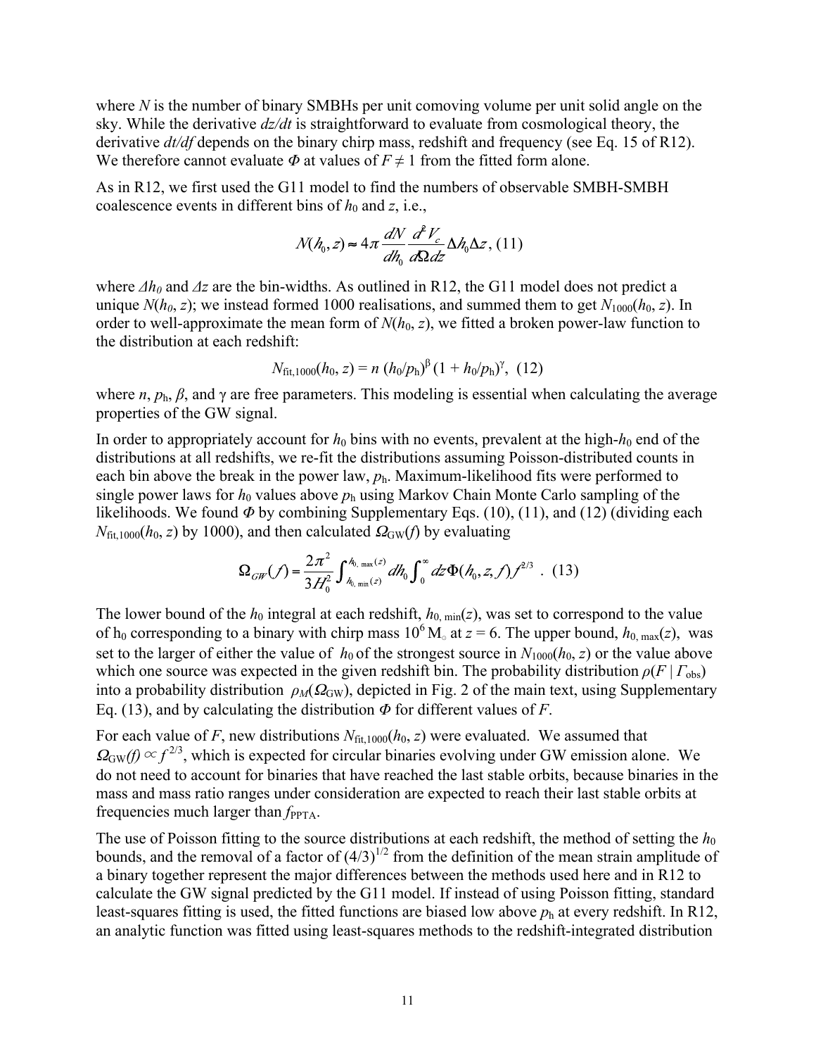where $N$ is the number of binary SMBHs per unit comoving volume per unit solid angle on the sky. While the derivative $dz/dt$ is straightforward to evaluate from cosmological theory, the derivative $dt/df$ depends on the binary chirp mass, redshift and frequency (see Eq. 15 of R12). We therefore cannot evaluate $\Phi$ at values of $F \neq 1$ from the fitted form alone.

As in R12, we first used the G11 model to find the numbers of observable SMBH-SMBH coalescence events in different bins of $h_0$ and $z$, i.e.,

$$N(h_0, z) \approx 4\pi \frac{dN}{dh_0} \frac{d^2 V_c}{d\Omega dz} \Delta h_0 \Delta z \,, \quad (11)$$

where $\Delta h_0$ and $\Delta z$ are the bin-widths. As outlined in R12, the G11 model does not predict a unique $N(h_0, z)$; we instead formed 1000 realisations, and summed them to get $N_{1000}(h_0, z)$. In order to well-approximate the mean form of $N(h_0, z)$, we fitted a broken power-law function to the distribution at each redshift:

$$N_{\mathrm{fit},1000}(h_0, z) = n\,(h_0/p_\mathrm{h})^\beta\,(1 + h_0/p_\mathrm{h})^\gamma, \quad (12)$$

where $n$, $p_\mathrm{h}$, $\beta$, and $\gamma$ are free parameters. This modeling is essential when calculating the average properties of the GW signal.

In order to appropriately account for $h_0$ bins with no events, prevalent at the high-$h_0$ end of the distributions at all redshifts, we re-fit the distributions assuming Poisson-distributed counts in each bin above the break in the power law, $p_\mathrm{h}$. Maximum-likelihood fits were performed to single power laws for $h_0$ values above $p_\mathrm{h}$ using Markov Chain Monte Carlo sampling of the likelihoods. We found $\Phi$ by combining Supplementary Eqs. (10), (11), and (12) (dividing each $N_{\mathrm{fit},1000}(h_0, z)$ by 1000), and then calculated $\Omega_{\mathrm{GW}}(f)$ by evaluating

$$\Omega_{GW}(f) = \frac{2\pi^2}{3H_0^2} \int_{h_{0,\,\mathrm{min}}(z)}^{h_{0,\,\mathrm{max}}(z)} dh_0 \int_0^\infty dz\, \Phi(h_0, z, f)\, f^{2/3} \;. \quad (13)$$

The lower bound of the $h_0$ integral at each redshift, $h_{0,\,\mathrm{min}}(z)$, was set to correspond to the value of $h_0$ corresponding to a binary with chirp mass $10^6\,M_\odot$ at $z = 6$. The upper bound, $h_{0,\,\mathrm{max}}(z)$, was set to the larger of either the value of $h_0$ of the strongest source in $N_{1000}(h_0, z)$ or the value above which one source was expected in the given redshift bin. The probability distribution $\rho(F \mid \Gamma_\mathrm{obs})$ into a probability distribution $\rho_M(\Omega_\mathrm{GW})$, depicted in Fig. 2 of the main text, using Supplementary Eq. (13), and by calculating the distribution $\Phi$ for different values of $F$.

For each value of $F$, new distributions $N_{\mathrm{fit},1000}(h_0, z)$ were evaluated. We assumed that $\Omega_\mathrm{GW}(f) \propto f^{2/3}$, which is expected for circular binaries evolving under GW emission alone. We do not need to account for binaries that have reached the last stable orbits, because binaries in the mass and mass ratio ranges under consideration are expected to reach their last stable orbits at frequencies much larger than $f_\mathrm{PPTA}$.

The use of Poisson fitting to the source distributions at each redshift, the method of setting the $h_0$ bounds, and the removal of a factor of $(4/3)^{1/2}$ from the definition of the mean strain amplitude of a binary together represent the major differences between the methods used here and in R12 to calculate the GW signal predicted by the G11 model. If instead of using Poisson fitting, standard least-squares fitting is used, the fitted functions are biased low above $p_\mathrm{h}$ at every redshift. In R12, an analytic function was fitted using least-squares methods to the redshift-integrated distribution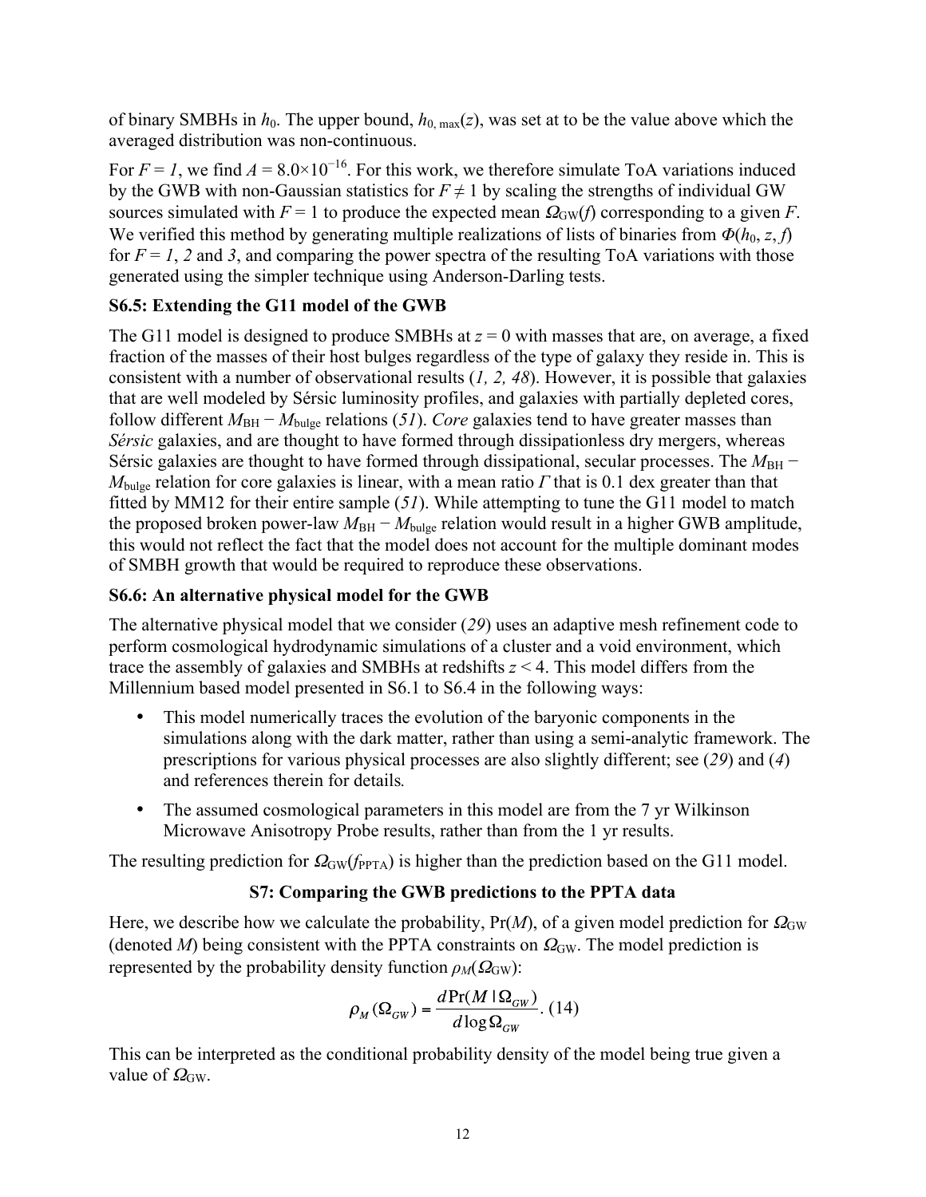of binary SMBHs in $h_0$. The upper bound, $h_{0,\max}(z)$, was set at to be the value above which the averaged distribution was non-continuous.

For $F = 1$, we find $A = 8.0 \times 10^{-16}$. For this work, we therefore simulate ToA variations induced by the GWB with non-Gaussian statistics for $F \neq 1$ by scaling the strengths of individual GW sources simulated with $F = 1$ to produce the expected mean $\Omega_{GW}(f)$ corresponding to a given $F$. We verified this method by generating multiple realizations of lists of binaries from $\Phi(h_0, z, f)$ for $F = 1$, $2$ and $3$, and comparing the power spectra of the resulting ToA variations with those generated using the simpler technique using Anderson-Darling tests.

### S6.5: Extending the G11 model of the GWB

The G11 model is designed to produce SMBHs at $z = 0$ with masses that are, on average, a fixed fraction of the masses of their host bulges regardless of the type of galaxy they reside in. This is consistent with a number of observational results (*1, 2, 48*). However, it is possible that galaxies that are well modeled by Sérsic luminosity profiles, and galaxies with partially depleted cores, follow different $M_{BH} - M_{bulge}$ relations (*51*). *Core* galaxies tend to have greater masses than *Sérsic* galaxies, and are thought to have formed through dissipationless dry mergers, whereas Sérsic galaxies are thought to have formed through dissipational, secular processes. The $M_{BH} - M_{bulge}$ relation for core galaxies is linear, with a mean ratio $\Gamma$ that is 0.1 dex greater than that fitted by MM12 for their entire sample (*51*). While attempting to tune the G11 model to match the proposed broken power-law $M_{BH} - M_{bulge}$ relation would result in a higher GWB amplitude, this would not reflect the fact that the model does not account for the multiple dominant modes of SMBH growth that would be required to reproduce these observations.

### S6.6: An alternative physical model for the GWB

The alternative physical model that we consider (*29*) uses an adaptive mesh refinement code to perform cosmological hydrodynamic simulations of a cluster and a void environment, which trace the assembly of galaxies and SMBHs at redshifts $z < 4$. This model differs from the Millennium based model presented in S6.1 to S6.4 in the following ways:

- This model numerically traces the evolution of the baryonic components in the simulations along with the dark matter, rather than using a semi-analytic framework. The prescriptions for various physical processes are also slightly different; see (*29*) and (*4*) and references therein for details.
- The assumed cosmological parameters in this model are from the 7 yr Wilkinson Microwave Anisotropy Probe results, rather than from the 1 yr results.

The resulting prediction for $\Omega_{GW}(f_{PPTA})$ is higher than the prediction based on the G11 model.

## S7: Comparing the GWB predictions to the PPTA data

Here, we describe how we calculate the probability, $\Pr(M)$, of a given model prediction for $\Omega_{GW}$ (denoted $M$) being consistent with the PPTA constraints on $\Omega_{GW}$. The model prediction is represented by the probability density function $\rho_M(\Omega_{GW})$:

$$\rho_M(\Omega_{GW}) = \frac{d\Pr(M \mid \Omega_{GW})}{d\log\Omega_{GW}}. \quad (14)$$

This can be interpreted as the conditional probability density of the model being true given a value of $\Omega_{GW}$.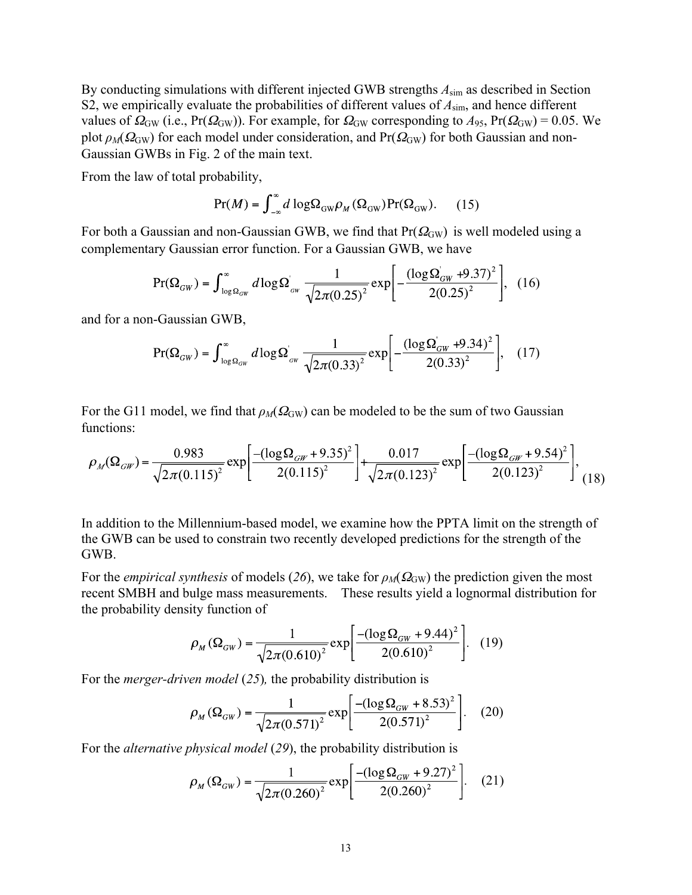By conducting simulations with different injected GWB strengths $A_{\rm sim}$ as described in Section S2, we empirically evaluate the probabilities of different values of $A_{\rm sim}$, and hence different values of $\Omega_{\rm GW}$ (i.e., $\Pr(\Omega_{\rm GW})$). For example, for $\Omega_{\rm GW}$ corresponding to $A_{95}$, $\Pr(\Omega_{\rm GW}) = 0.05$. We plot $\rho_M(\Omega_{\rm GW})$ for each model under consideration, and $\Pr(\Omega_{\rm GW})$ for both Gaussian and non-Gaussian GWBs in Fig. 2 of the main text.

From the law of total probability,

$$\Pr(M) = \int_{-\infty}^{\infty} d\log\Omega_{\rm GW}\,\rho_M(\Omega_{\rm GW})\Pr(\Omega_{\rm GW}). \quad (15)$$

For both a Gaussian and non-Gaussian GWB, we find that $\Pr(\Omega_{\rm GW})$ is well modeled using a complementary Gaussian error function. For a Gaussian GWB, we have

$$\Pr(\Omega_{GW}) = \int_{\log\Omega_{GW}}^{\infty} d\log\Omega'_{GW}\, \frac{1}{\sqrt{2\pi(0.25)^2}} \exp\left[-\frac{(\log\Omega'_{GW}+9.37)^2}{2(0.25)^2}\right], \quad (16)$$

and for a non-Gaussian GWB,

$$\Pr(\Omega_{GW}) = \int_{\log\Omega_{GW}}^{\infty} d\log\Omega'_{GW}\, \frac{1}{\sqrt{2\pi(0.33)^2}} \exp\left[-\frac{(\log\Omega'_{GW}+9.34)^2}{2(0.33)^2}\right], \quad (17)$$

For the G11 model, we find that $\rho_M(\Omega_{\rm GW})$ can be modeled to be the sum of two Gaussian functions:

$$\rho_M(\Omega_{GW}) = \frac{0.983}{\sqrt{2\pi(0.115)^2}} \exp\left[\frac{-(\log\Omega_{GW}+9.35)^2}{2(0.115)^2}\right] + \frac{0.017}{\sqrt{2\pi(0.123)^2}} \exp\left[\frac{-(\log\Omega_{GW}+9.54)^2}{2(0.123)^2}\right], \quad (18)$$

In addition to the Millennium-based model, we examine how the PPTA limit on the strength of the GWB can be used to constrain two recently developed predictions for the strength of the GWB.

For the *empirical synthesis* of models (*26*), we take for $\rho_M(\Omega_{\rm GW})$ the prediction given the most recent SMBH and bulge mass measurements. These results yield a lognormal distribution for the probability density function of

$$\rho_M(\Omega_{GW}) = \frac{1}{\sqrt{2\pi(0.610)^2}} \exp\left[\frac{-(\log\Omega_{GW}+9.44)^2}{2(0.610)^2}\right]. \quad (19)$$

For the *merger-driven model* (*25*), the probability distribution is

$$\rho_M(\Omega_{GW}) = \frac{1}{\sqrt{2\pi(0.571)^2}} \exp\left[\frac{-(\log\Omega_{GW}+8.53)^2}{2(0.571)^2}\right]. \quad (20)$$

For the *alternative physical model* (*29*), the probability distribution is

$$\rho_M(\Omega_{GW}) = \frac{1}{\sqrt{2\pi(0.260)^2}} \exp\left[\frac{-(\log\Omega_{GW}+9.27)^2}{2(0.260)^2}\right]. \quad (21)$$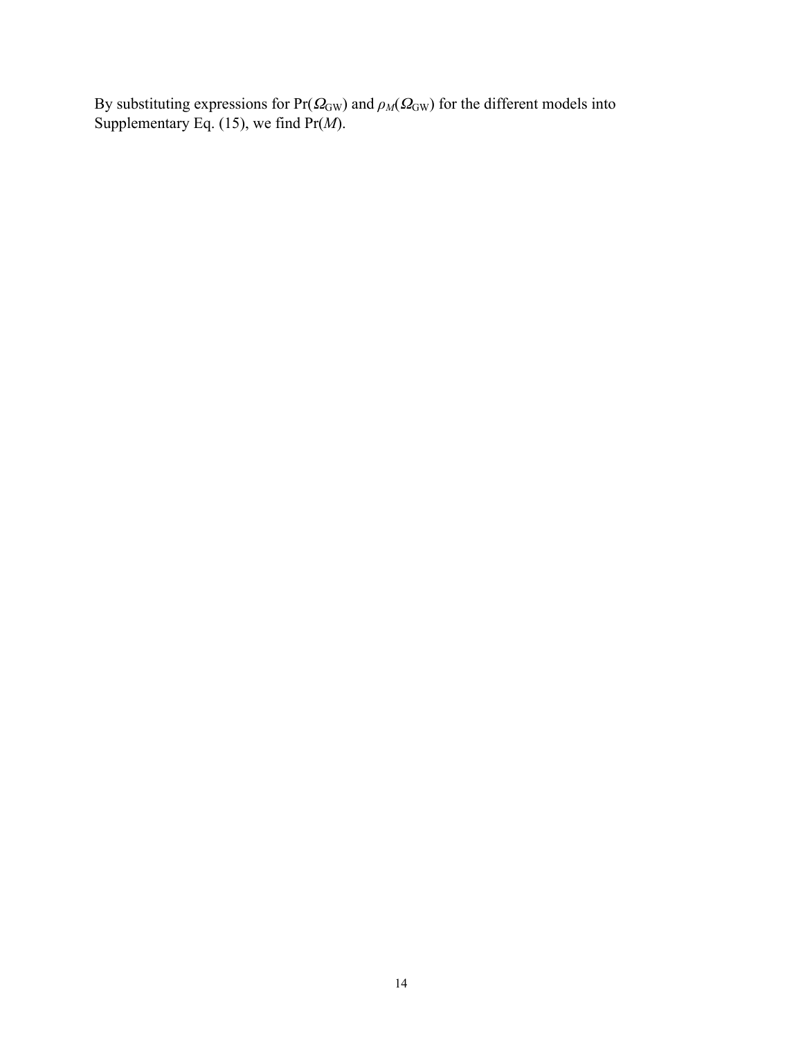By substituting expressions for $\Pr(\Omega_{\mathrm{GW}})$ and $\rho_M(\Omega_{\mathrm{GW}})$ for the different models into Supplementary Eq. (15), we find $\Pr(M)$.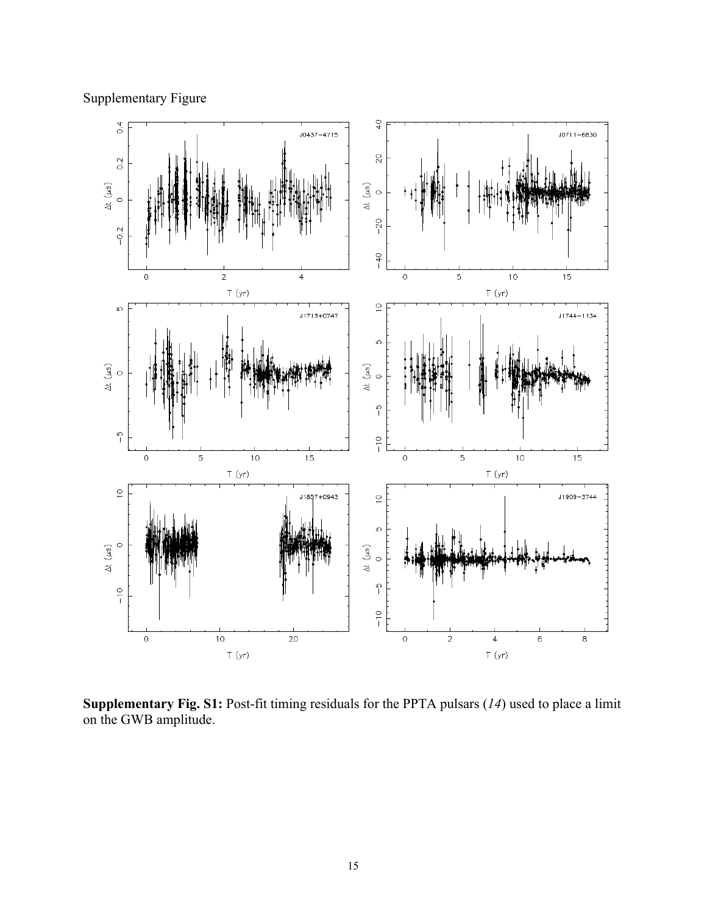Supplementary Figure

**Supplementary Fig. S1:** Post-fit timing residuals for the PPTA pulsars (*14*) used to place a limit on the GWB amplitude.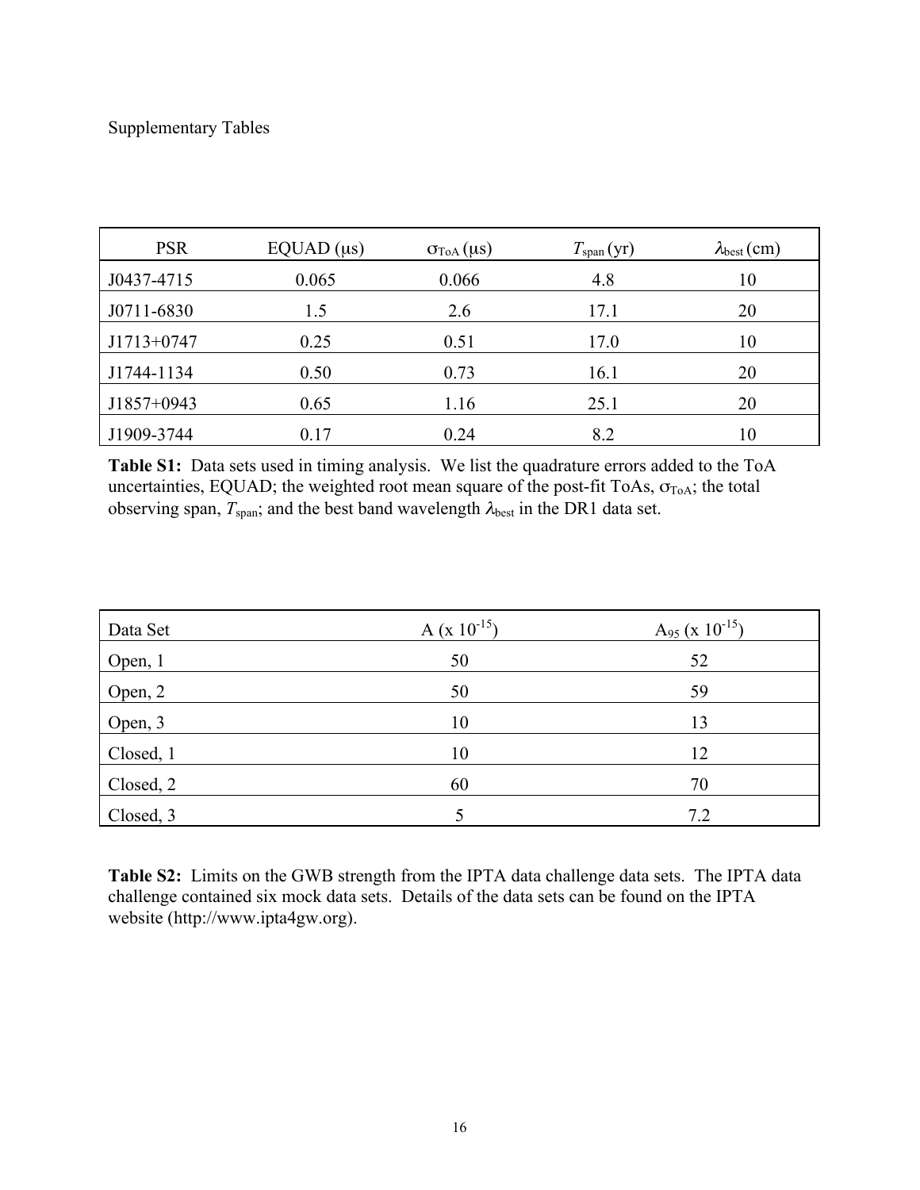Supplementary Tables

| PSR | EQUAD (μs) | $\sigma_{ToA}$ (μs) | $T_{span}$ (yr) | $\lambda_{best}$ (cm) |
|---|---|---|---|---|
| J0437-4715 | 0.065 | 0.066 | 4.8 | 10 |
| J0711-6830 | 1.5 | 2.6 | 17.1 | 20 |
| J1713+0747 | 0.25 | 0.51 | 17.0 | 10 |
| J1744-1134 | 0.50 | 0.73 | 16.1 | 20 |
| J1857+0943 | 0.65 | 1.16 | 25.1 | 20 |
| J1909-3744 | 0.17 | 0.24 | 8.2 | 10 |

**Table S1:** Data sets used in timing analysis. We list the quadrature errors added to the ToA uncertainties, EQUAD; the weighted root mean square of the post-fit ToAs, $\sigma_{ToA}$; the total observing span, $T_{span}$; and the best band wavelength $\lambda_{best}$ in the DR1 data set.

| Data Set | A (x $10^{-15}$) | $A_{95}$ (x $10^{-15}$) |
|---|---|---|
| Open, 1 | 50 | 52 |
| Open, 2 | 50 | 59 |
| Open, 3 | 10 | 13 |
| Closed, 1 | 10 | 12 |
| Closed, 2 | 60 | 70 |
| Closed, 3 | 5 | 7.2 |

**Table S2:** Limits on the GWB strength from the IPTA data challenge data sets. The IPTA data challenge contained six mock data sets. Details of the data sets can be found on the IPTA website (http://www.ipta4gw.org).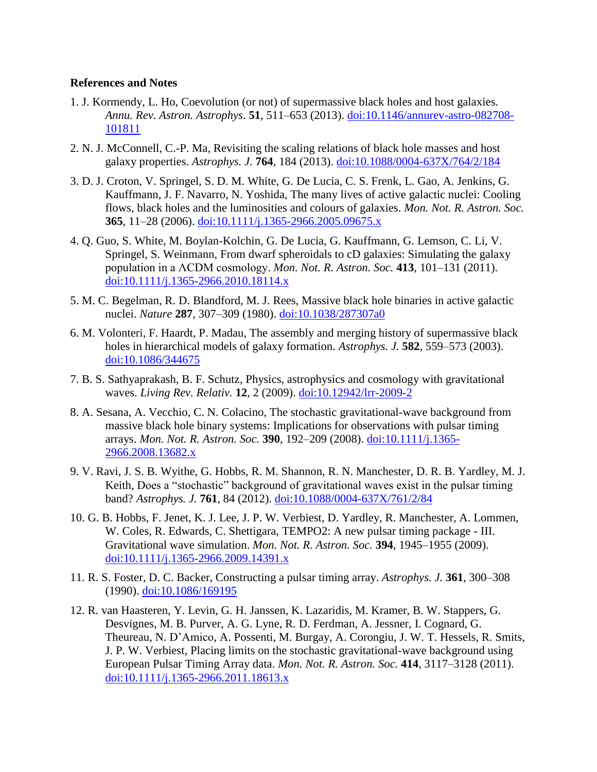**References and Notes**

1. J. Kormendy, L. Ho, Coevolution (or not) of supermassive black holes and host galaxies. *Annu. Rev. Astron. Astrophys*. **51**, 511–653 (2013). doi:10.1146/annurev-astro-082708-101811

2. N. J. McConnell, C.-P. Ma, Revisiting the scaling relations of black hole masses and host galaxy properties. *Astrophys. J.* **764**, 184 (2013). doi:10.1088/0004-637X/764/2/184

3. D. J. Croton, V. Springel, S. D. M. White, G. De Lucia, C. S. Frenk, L. Gao, A. Jenkins, G. Kauffmann, J. F. Navarro, N. Yoshida, The many lives of active galactic nuclei: Cooling flows, black holes and the luminosities and colours of galaxies. *Mon. Not. R. Astron. Soc.* **365**, 11–28 (2006). doi:10.1111/j.1365-2966.2005.09675.x

4. Q. Guo, S. White, M. Boylan-Kolchin, G. De Lucia, G. Kauffmann, G. Lemson, C. Li, V. Springel, S. Weinmann, From dwarf spheroidals to cD galaxies: Simulating the galaxy population in a ΛCDM cosmology. *Mon. Not. R. Astron. Soc.* **413**, 101–131 (2011). doi:10.1111/j.1365-2966.2010.18114.x

5. M. C. Begelman, R. D. Blandford, M. J. Rees, Massive black hole binaries in active galactic nuclei. *Nature* **287**, 307–309 (1980). doi:10.1038/287307a0

6. M. Volonteri, F. Haardt, P. Madau, The assembly and merging history of supermassive black holes in hierarchical models of galaxy formation. *Astrophys. J.* **582**, 559–573 (2003). doi:10.1086/344675

7. B. S. Sathyaprakash, B. F. Schutz, Physics, astrophysics and cosmology with gravitational waves. *Living Rev. Relativ.* **12**, 2 (2009). doi:10.12942/lrr-2009-2

8. A. Sesana, A. Vecchio, C. N. Colacino, The stochastic gravitational-wave background from massive black hole binary systems: Implications for observations with pulsar timing arrays. *Mon. Not. R. Astron. Soc.* **390**, 192–209 (2008). doi:10.1111/j.1365-2966.2008.13682.x

9. V. Ravi, J. S. B. Wyithe, G. Hobbs, R. M. Shannon, R. N. Manchester, D. R. B. Yardley, M. J. Keith, Does a "stochastic" background of gravitational waves exist in the pulsar timing band? *Astrophys. J.* **761**, 84 (2012). doi:10.1088/0004-637X/761/2/84

10. G. B. Hobbs, F. Jenet, K. J. Lee, J. P. W. Verbiest, D. Yardley, R. Manchester, A. Lommen, W. Coles, R. Edwards, C. Shettigara, TEMPO2: A new pulsar timing package - III. Gravitational wave simulation. *Mon. Not. R. Astron. Soc.* **394**, 1945–1955 (2009). doi:10.1111/j.1365-2966.2009.14391.x

11. R. S. Foster, D. C. Backer, Constructing a pulsar timing array. *Astrophys. J.* **361**, 300–308 (1990). doi:10.1086/169195

12. R. van Haasteren, Y. Levin, G. H. Janssen, K. Lazaridis, M. Kramer, B. W. Stappers, G. Desvignes, M. B. Purver, A. G. Lyne, R. D. Ferdman, A. Jessner, I. Cognard, G. Theureau, N. D'Amico, A. Possenti, M. Burgay, A. Corongiu, J. W. T. Hessels, R. Smits, J. P. W. Verbiest, Placing limits on the stochastic gravitational-wave background using European Pulsar Timing Array data. *Mon. Not. R. Astron. Soc.* **414**, 3117–3128 (2011). doi:10.1111/j.1365-2966.2011.18613.x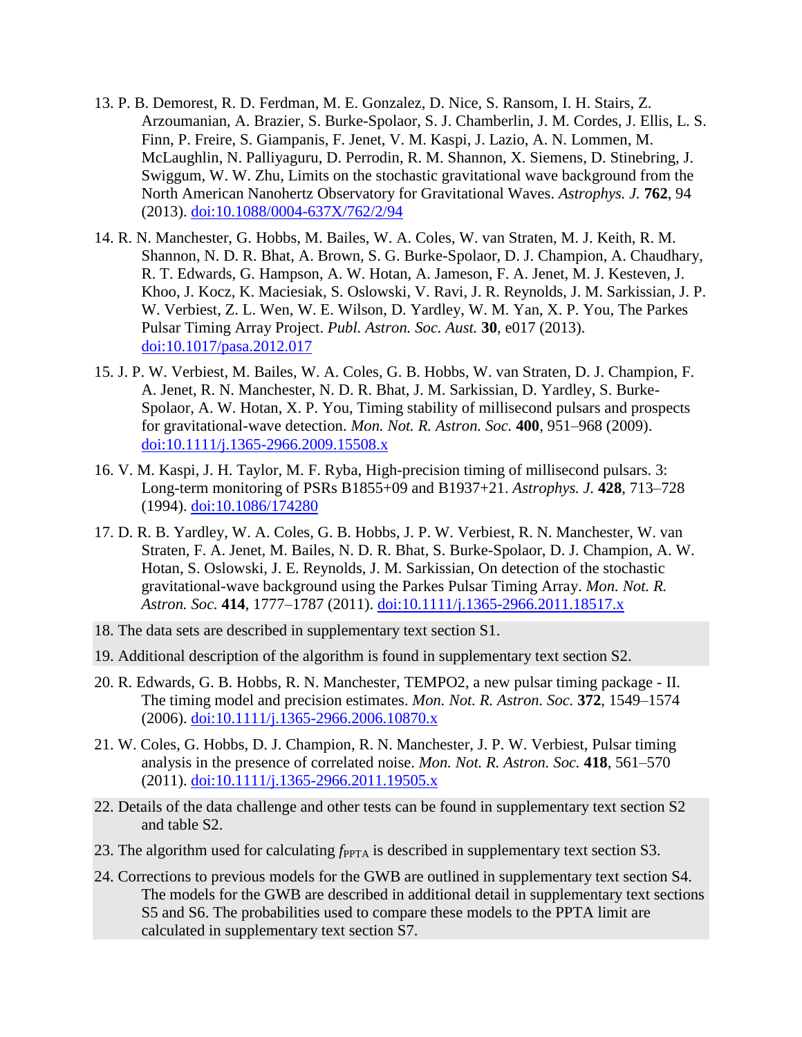13. P. B. Demorest, R. D. Ferdman, M. E. Gonzalez, D. Nice, S. Ransom, I. H. Stairs, Z. Arzoumanian, A. Brazier, S. Burke-Spolaor, S. J. Chamberlin, J. M. Cordes, J. Ellis, L. S. Finn, P. Freire, S. Giampanis, F. Jenet, V. M. Kaspi, J. Lazio, A. N. Lommen, M. McLaughlin, N. Palliyaguru, D. Perrodin, R. M. Shannon, X. Siemens, D. Stinebring, J. Swiggum, W. W. Zhu, Limits on the stochastic gravitational wave background from the North American Nanohertz Observatory for Gravitational Waves. *Astrophys. J.* **762**, 94 (2013). [doi:10.1088/0004-637X/762/2/94](https://doi.org/10.1088/0004-637X/762/2/94)

14. R. N. Manchester, G. Hobbs, M. Bailes, W. A. Coles, W. van Straten, M. J. Keith, R. M. Shannon, N. D. R. Bhat, A. Brown, S. G. Burke-Spolaor, D. J. Champion, A. Chaudhary, R. T. Edwards, G. Hampson, A. W. Hotan, A. Jameson, F. A. Jenet, M. J. Kesteven, J. Khoo, J. Kocz, K. Maciesiak, S. Oslowski, V. Ravi, J. R. Reynolds, J. M. Sarkissian, J. P. W. Verbiest, Z. L. Wen, W. E. Wilson, D. Yardley, W. M. Yan, X. P. You, The Parkes Pulsar Timing Array Project. *Publ. Astron. Soc. Aust.* **30**, e017 (2013). [doi:10.1017/pasa.2012.017](https://doi.org/10.1017/pasa.2012.017)

15. J. P. W. Verbiest, M. Bailes, W. A. Coles, G. B. Hobbs, W. van Straten, D. J. Champion, F. A. Jenet, R. N. Manchester, N. D. R. Bhat, J. M. Sarkissian, D. Yardley, S. Burke-Spolaor, A. W. Hotan, X. P. You, Timing stability of millisecond pulsars and prospects for gravitational-wave detection. *Mon. Not. R. Astron. Soc.* **400**, 951–968 (2009). [doi:10.1111/j.1365-2966.2009.15508.x](https://doi.org/10.1111/j.1365-2966.2009.15508.x)

16. V. M. Kaspi, J. H. Taylor, M. F. Ryba, High-precision timing of millisecond pulsars. 3: Long-term monitoring of PSRs B1855+09 and B1937+21. *Astrophys. J.* **428**, 713–728 (1994). [doi:10.1086/174280](https://doi.org/10.1086/174280)

17. D. R. B. Yardley, W. A. Coles, G. B. Hobbs, J. P. W. Verbiest, R. N. Manchester, W. van Straten, F. A. Jenet, M. Bailes, N. D. R. Bhat, S. Burke-Spolaor, D. J. Champion, A. W. Hotan, S. Oslowski, J. E. Reynolds, J. M. Sarkissian, On detection of the stochastic gravitational-wave background using the Parkes Pulsar Timing Array. *Mon. Not. R. Astron. Soc.* **414**, 1777–1787 (2011). [doi:10.1111/j.1365-2966.2011.18517.x](https://doi.org/10.1111/j.1365-2966.2011.18517.x)

18. The data sets are described in supplementary text section S1.

19. Additional description of the algorithm is found in supplementary text section S2.

20. R. Edwards, G. B. Hobbs, R. N. Manchester, TEMPO2, a new pulsar timing package - II. The timing model and precision estimates. *Mon. Not. R. Astron. Soc.* **372**, 1549–1574 (2006). [doi:10.1111/j.1365-2966.2006.10870.x](https://doi.org/10.1111/j.1365-2966.2006.10870.x)

21. W. Coles, G. Hobbs, D. J. Champion, R. N. Manchester, J. P. W. Verbiest, Pulsar timing analysis in the presence of correlated noise. *Mon. Not. R. Astron. Soc.* **418**, 561–570 (2011). [doi:10.1111/j.1365-2966.2011.19505.x](https://doi.org/10.1111/j.1365-2966.2011.19505.x)

22. Details of the data challenge and other tests can be found in supplementary text section S2 and table S2.

23. The algorithm used for calculating $f_{\mathrm{PPTA}}$ is described in supplementary text section S3.

24. Corrections to previous models for the GWB are outlined in supplementary text section S4. The models for the GWB are described in additional detail in supplementary text sections S5 and S6. The probabilities used to compare these models to the PPTA limit are calculated in supplementary text section S7.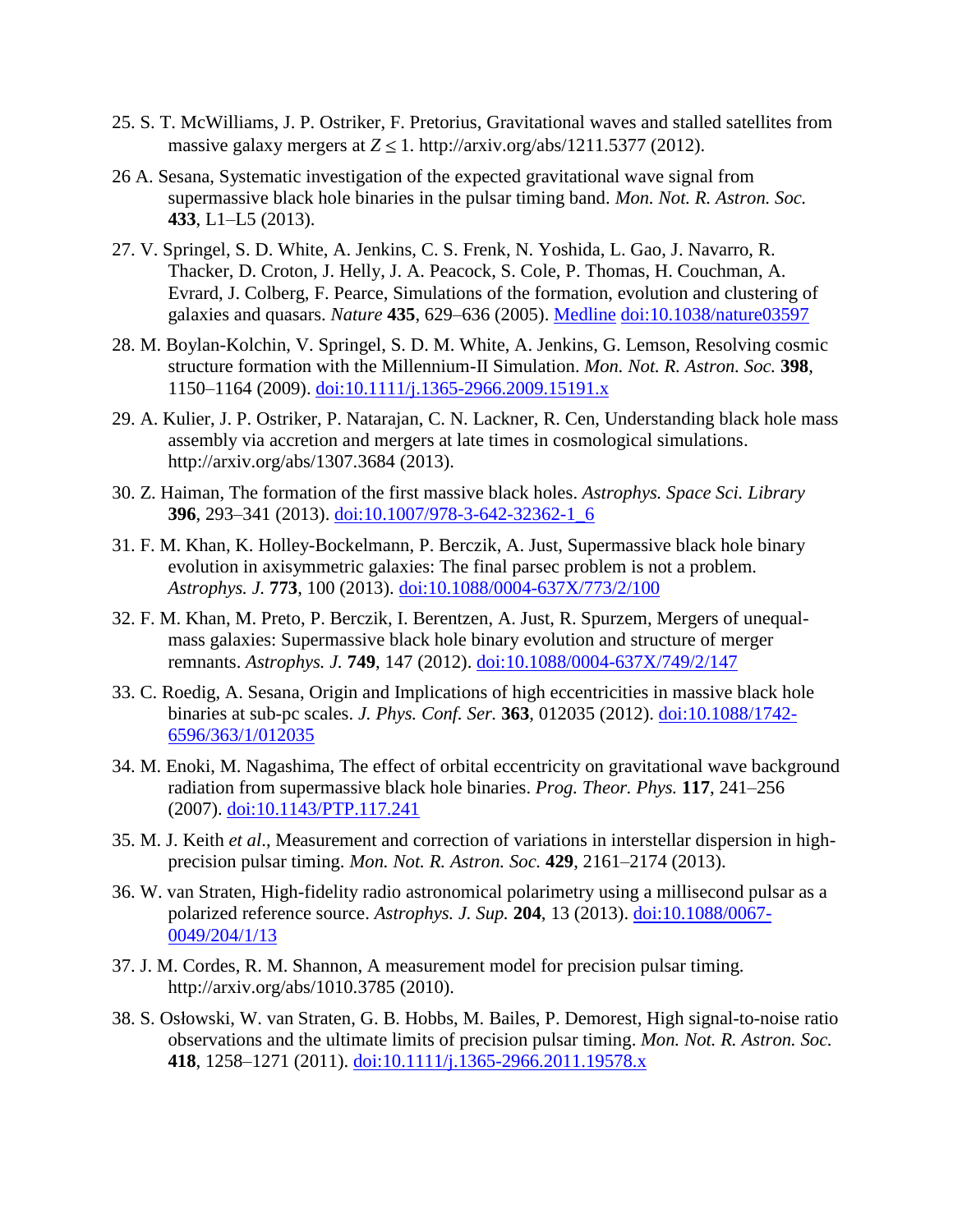25. S. T. McWilliams, J. P. Ostriker, F. Pretorius, Gravitational waves and stalled satellites from massive galaxy mergers at $Z \leq 1$. http://arxiv.org/abs/1211.5377 (2012).

26 A. Sesana, Systematic investigation of the expected gravitational wave signal from supermassive black hole binaries in the pulsar timing band. *Mon. Not. R. Astron. Soc.* **433**, L1–L5 (2013).

27. V. Springel, S. D. White, A. Jenkins, C. S. Frenk, N. Yoshida, L. Gao, J. Navarro, R. Thacker, D. Croton, J. Helly, J. A. Peacock, S. Cole, P. Thomas, H. Couchman, A. Evrard, J. Colberg, F. Pearce, Simulations of the formation, evolution and clustering of galaxies and quasars. *Nature* **435**, 629–636 (2005). Medline doi:10.1038/nature03597

28. M. Boylan-Kolchin, V. Springel, S. D. M. White, A. Jenkins, G. Lemson, Resolving cosmic structure formation with the Millennium-II Simulation. *Mon. Not. R. Astron. Soc.* **398**, 1150–1164 (2009). doi:10.1111/j.1365-2966.2009.15191.x

29. A. Kulier, J. P. Ostriker, P. Natarajan, C. N. Lackner, R. Cen, Understanding black hole mass assembly via accretion and mergers at late times in cosmological simulations. http://arxiv.org/abs/1307.3684 (2013).

30. Z. Haiman, The formation of the first massive black holes. *Astrophys. Space Sci. Library* **396**, 293–341 (2013). doi:10.1007/978-3-642-32362-1_6

31. F. M. Khan, K. Holley-Bockelmann, P. Berczik, A. Just, Supermassive black hole binary evolution in axisymmetric galaxies: The final parsec problem is not a problem. *Astrophys. J.* **773**, 100 (2013). doi:10.1088/0004-637X/773/2/100

32. F. M. Khan, M. Preto, P. Berczik, I. Berentzen, A. Just, R. Spurzem, Mergers of unequal-mass galaxies: Supermassive black hole binary evolution and structure of merger remnants. *Astrophys. J.* **749**, 147 (2012). doi:10.1088/0004-637X/749/2/147

33. C. Roedig, A. Sesana, Origin and Implications of high eccentricities in massive black hole binaries at sub-pc scales. *J. Phys. Conf. Ser.* **363**, 012035 (2012). doi:10.1088/1742-6596/363/1/012035

34. M. Enoki, M. Nagashima, The effect of orbital eccentricity on gravitational wave background radiation from supermassive black hole binaries. *Prog. Theor. Phys.* **117**, 241–256 (2007). doi:10.1143/PTP.117.241

35. M. J. Keith *et al*., Measurement and correction of variations in interstellar dispersion in high-precision pulsar timing. *Mon. Not. R. Astron. Soc.* **429**, 2161–2174 (2013).

36. W. van Straten, High-fidelity radio astronomical polarimetry using a millisecond pulsar as a polarized reference source. *Astrophys. J. Sup.* **204**, 13 (2013). doi:10.1088/0067-0049/204/1/13

37. J. M. Cordes, R. M. Shannon, A measurement model for precision pulsar timing. http://arxiv.org/abs/1010.3785 (2010).

38. S. Osłowski, W. van Straten, G. B. Hobbs, M. Bailes, P. Demorest, High signal-to-noise ratio observations and the ultimate limits of precision pulsar timing. *Mon. Not. R. Astron. Soc.* **418**, 1258–1271 (2011). doi:10.1111/j.1365-2966.2011.19578.x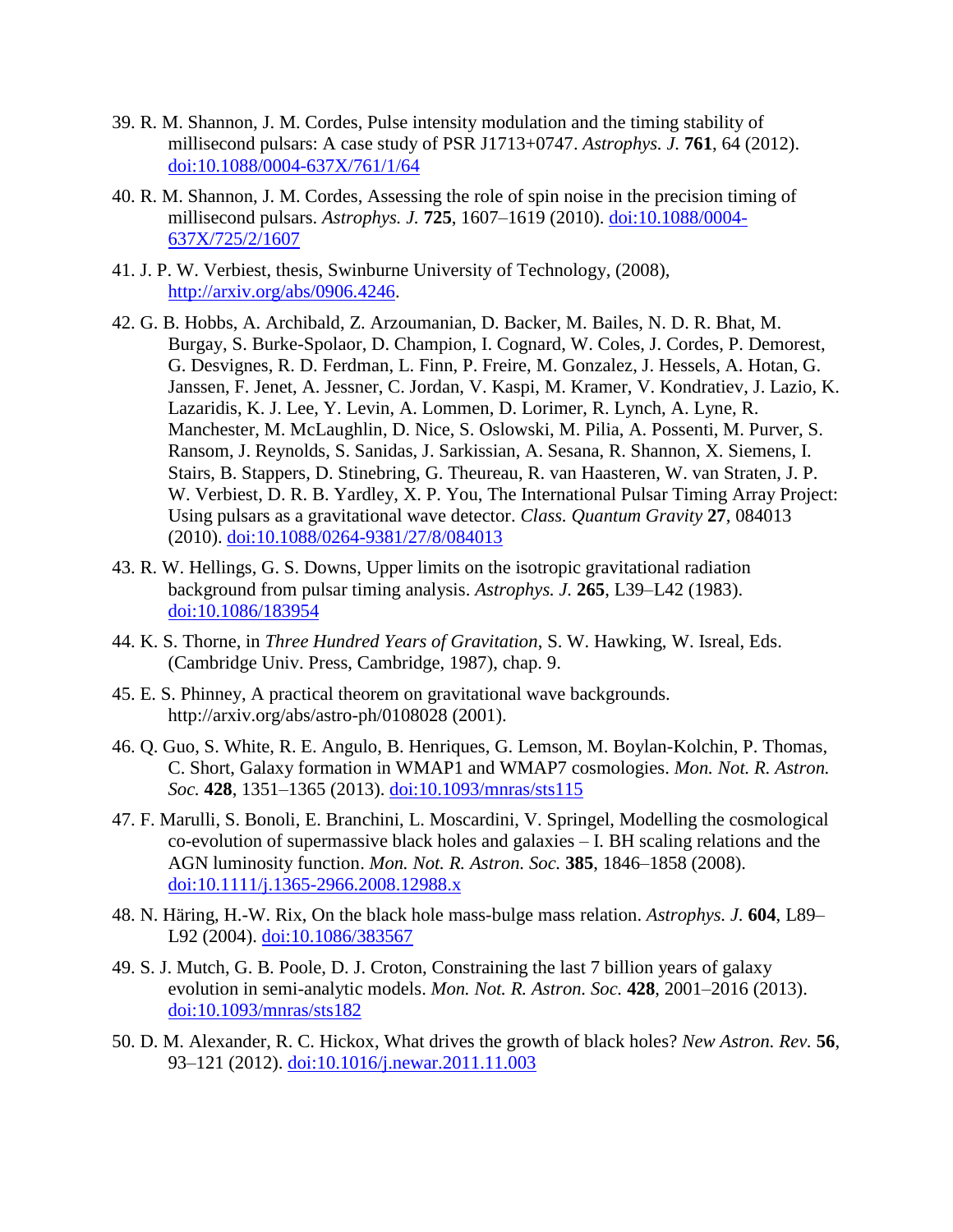39. R. M. Shannon, J. M. Cordes, Pulse intensity modulation and the timing stability of millisecond pulsars: A case study of PSR J1713+0747. *Astrophys. J.* **761**, 64 (2012). doi:10.1088/0004-637X/761/1/64

40. R. M. Shannon, J. M. Cordes, Assessing the role of spin noise in the precision timing of millisecond pulsars. *Astrophys. J.* **725**, 1607–1619 (2010). doi:10.1088/0004-637X/725/2/1607

41. J. P. W. Verbiest, thesis, Swinburne University of Technology, (2008), http://arxiv.org/abs/0906.4246.

42. G. B. Hobbs, A. Archibald, Z. Arzoumanian, D. Backer, M. Bailes, N. D. R. Bhat, M. Burgay, S. Burke-Spolaor, D. Champion, I. Cognard, W. Coles, J. Cordes, P. Demorest, G. Desvignes, R. D. Ferdman, L. Finn, P. Freire, M. Gonzalez, J. Hessels, A. Hotan, G. Janssen, F. Jenet, A. Jessner, C. Jordan, V. Kaspi, M. Kramer, V. Kondratiev, J. Lazio, K. Lazaridis, K. J. Lee, Y. Levin, A. Lommen, D. Lorimer, R. Lynch, A. Lyne, R. Manchester, M. McLaughlin, D. Nice, S. Oslowski, M. Pilia, A. Possenti, M. Purver, S. Ransom, J. Reynolds, S. Sanidas, J. Sarkissian, A. Sesana, R. Shannon, X. Siemens, I. Stairs, B. Stappers, D. Stinebring, G. Theureau, R. van Haasteren, W. van Straten, J. P. W. Verbiest, D. R. B. Yardley, X. P. You, The International Pulsar Timing Array Project: Using pulsars as a gravitational wave detector. *Class. Quantum Gravity* **27**, 084013 (2010). doi:10.1088/0264-9381/27/8/084013

43. R. W. Hellings, G. S. Downs, Upper limits on the isotropic gravitational radiation background from pulsar timing analysis. *Astrophys. J.* **265**, L39–L42 (1983). doi:10.1086/183954

44. K. S. Thorne, in *Three Hundred Years of Gravitation*, S. W. Hawking, W. Isreal, Eds. (Cambridge Univ. Press, Cambridge, 1987), chap. 9.

45. E. S. Phinney, A practical theorem on gravitational wave backgrounds. http://arxiv.org/abs/astro-ph/0108028 (2001).

46. Q. Guo, S. White, R. E. Angulo, B. Henriques, G. Lemson, M. Boylan-Kolchin, P. Thomas, C. Short, Galaxy formation in WMAP1 and WMAP7 cosmologies. *Mon. Not. R. Astron. Soc.* **428**, 1351–1365 (2013). doi:10.1093/mnras/sts115

47. F. Marulli, S. Bonoli, E. Branchini, L. Moscardini, V. Springel, Modelling the cosmological co-evolution of supermassive black holes and galaxies – I. BH scaling relations and the AGN luminosity function. *Mon. Not. R. Astron. Soc.* **385**, 1846–1858 (2008). doi:10.1111/j.1365-2966.2008.12988.x

48. N. Häring, H.-W. Rix, On the black hole mass-bulge mass relation. *Astrophys. J.* **604**, L89–L92 (2004). doi:10.1086/383567

49. S. J. Mutch, G. B. Poole, D. J. Croton, Constraining the last 7 billion years of galaxy evolution in semi-analytic models. *Mon. Not. R. Astron. Soc.* **428**, 2001–2016 (2013). doi:10.1093/mnras/sts182

50. D. M. Alexander, R. C. Hickox, What drives the growth of black holes? *New Astron. Rev.* **56**, 93–121 (2012). doi:10.1016/j.newar.2011.11.003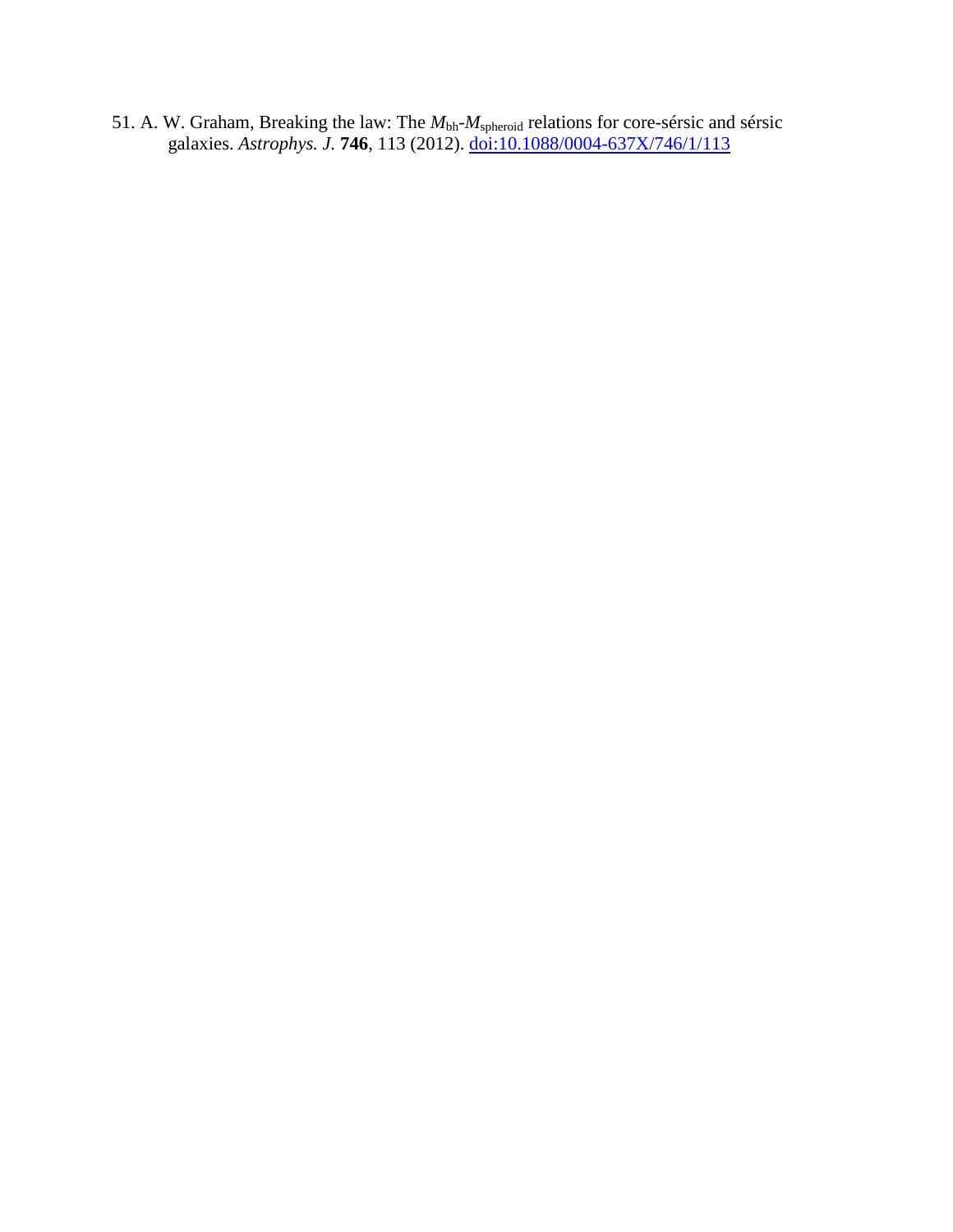51. A. W. Graham, Breaking the law: The $M_{\mathrm{bh}}$-$M_{\mathrm{spheroid}}$ relations for core-sérsic and sérsic galaxies. *Astrophys. J.* **746**, 113 (2012). doi:10.1088/0004-637X/746/1/113